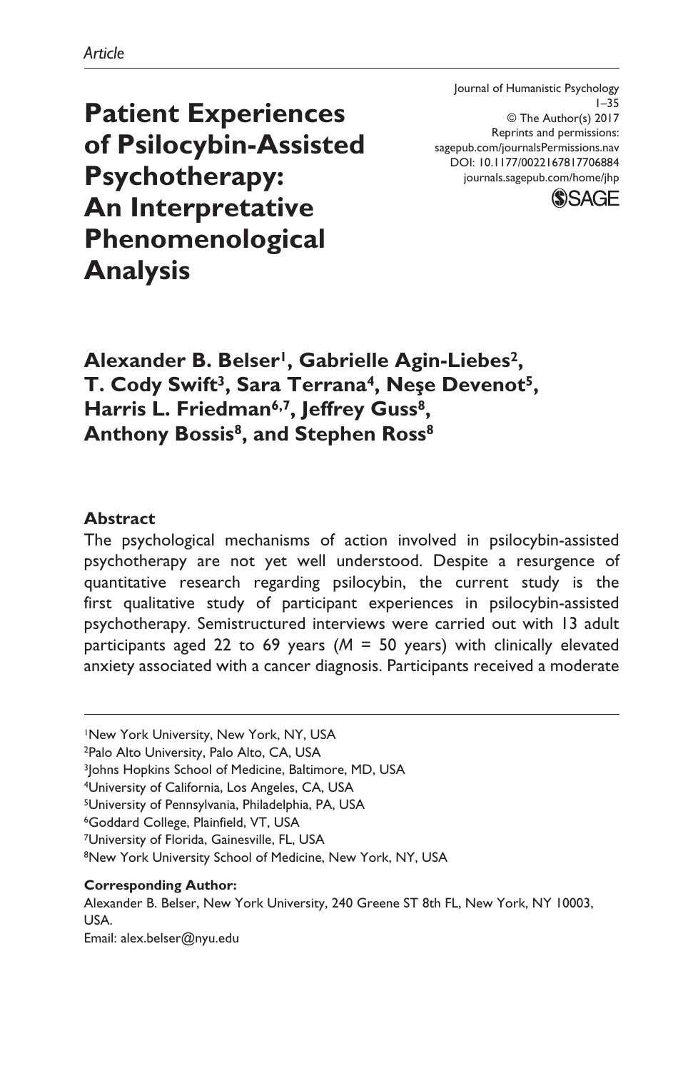*Article*

# Patient Experiences of Psilocybin-Assisted Psychotherapy: An Interpretative Phenomenological Analysis

Journal of Humanistic Psychology
1–35
© The Author(s) 2017
Reprints and permissions:
sagepub.com/journalsPermissions.nav
DOI: 10.1177/0022167817706884
journals.sagepub.com/home/jhp

**Alexander B. Belser[1], Gabrielle Agin-Liebes[2], T. Cody Swift[3], Sara Terrana[4], Neşe Devenot[5], Harris L. Friedman[6,7], Jeffrey Guss[8], Anthony Bossis[8], and Stephen Ross[8]**

## Abstract

The psychological mechanisms of action involved in psilocybin-assisted psychotherapy are not yet well understood. Despite a resurgence of quantitative research regarding psilocybin, the current study is the first qualitative study of participant experiences in psilocybin-assisted psychotherapy. Semistructured interviews were carried out with 13 adult participants aged 22 to 69 years (*M* = 50 years) with clinically elevated anxiety associated with a cancer diagnosis. Participants received a moderate

[1]New York University, New York, NY, USA
[2]Palo Alto University, Palo Alto, CA, USA
[3]Johns Hopkins School of Medicine, Baltimore, MD, USA
[4]University of California, Los Angeles, CA, USA
[5]University of Pennsylvania, Philadelphia, PA, USA
[6]Goddard College, Plainfield, VT, USA
[7]University of Florida, Gainesville, FL, USA
[8]New York University School of Medicine, New York, NY, USA

**Corresponding Author:**
Alexander B. Belser, New York University, 240 Greene ST 8th FL, New York, NY 10003, USA.
Email: alex.belser@nyu.edu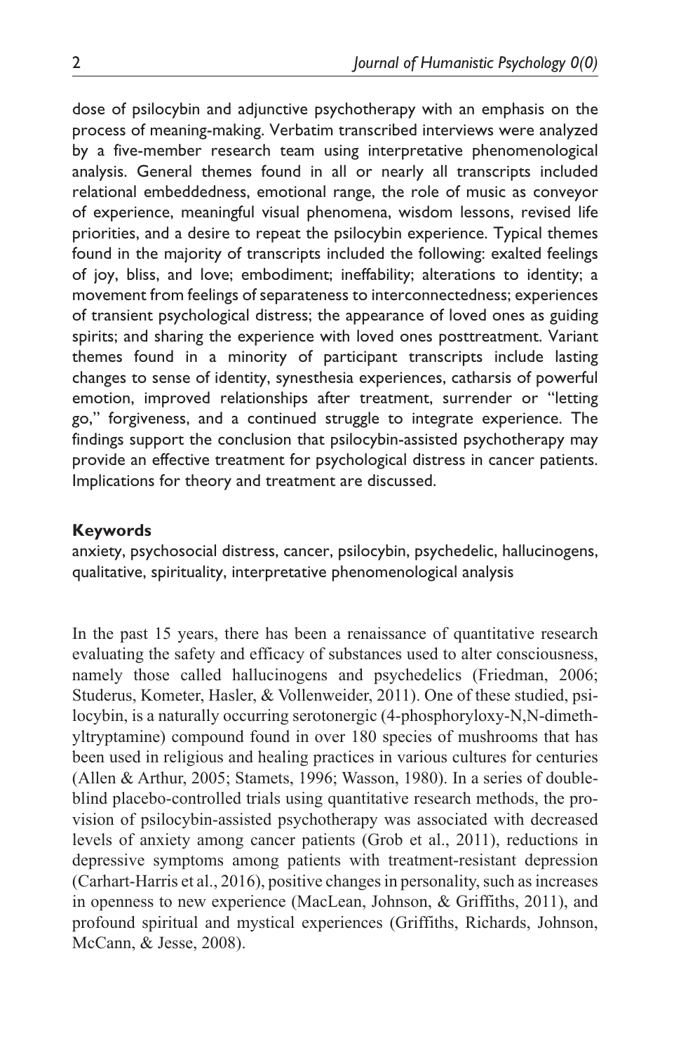dose of psilocybin and adjunctive psychotherapy with an emphasis on the process of meaning-making. Verbatim transcribed interviews were analyzed by a five-member research team using interpretative phenomenological analysis. General themes found in all or nearly all transcripts included relational embeddedness, emotional range, the role of music as conveyor of experience, meaningful visual phenomena, wisdom lessons, revised life priorities, and a desire to repeat the psilocybin experience. Typical themes found in the majority of transcripts included the following: exalted feelings of joy, bliss, and love; embodiment; ineffability; alterations to identity; a movement from feelings of separateness to interconnectedness; experiences of transient psychological distress; the appearance of loved ones as guiding spirits; and sharing the experience with loved ones posttreatment. Variant themes found in a minority of participant transcripts include lasting changes to sense of identity, synesthesia experiences, catharsis of powerful emotion, improved relationships after treatment, surrender or "letting go," forgiveness, and a continued struggle to integrate experience. The findings support the conclusion that psilocybin-assisted psychotherapy may provide an effective treatment for psychological distress in cancer patients. Implications for theory and treatment are discussed.

#### Keywords

anxiety, psychosocial distress, cancer, psilocybin, psychedelic, hallucinogens, qualitative, spirituality, interpretative phenomenological analysis

In the past 15 years, there has been a renaissance of quantitative research evaluating the safety and efficacy of substances used to alter consciousness, namely those called hallucinogens and psychedelics (Friedman, 2006; Studerus, Kometer, Hasler, & Vollenweider, 2011). One of these studied, psilocybin, is a naturally occurring serotonergic (4-phosphoryloxy-N,N-dimethyltryptamine) compound found in over 180 species of mushrooms that has been used in religious and healing practices in various cultures for centuries (Allen & Arthur, 2005; Stamets, 1996; Wasson, 1980). In a series of double-blind placebo-controlled trials using quantitative research methods, the provision of psilocybin-assisted psychotherapy was associated with decreased levels of anxiety among cancer patients (Grob et al., 2011), reductions in depressive symptoms among patients with treatment-resistant depression (Carhart-Harris et al., 2016), positive changes in personality, such as increases in openness to new experience (MacLean, Johnson, & Griffiths, 2011), and profound spiritual and mystical experiences (Griffiths, Richards, Johnson, McCann, & Jesse, 2008).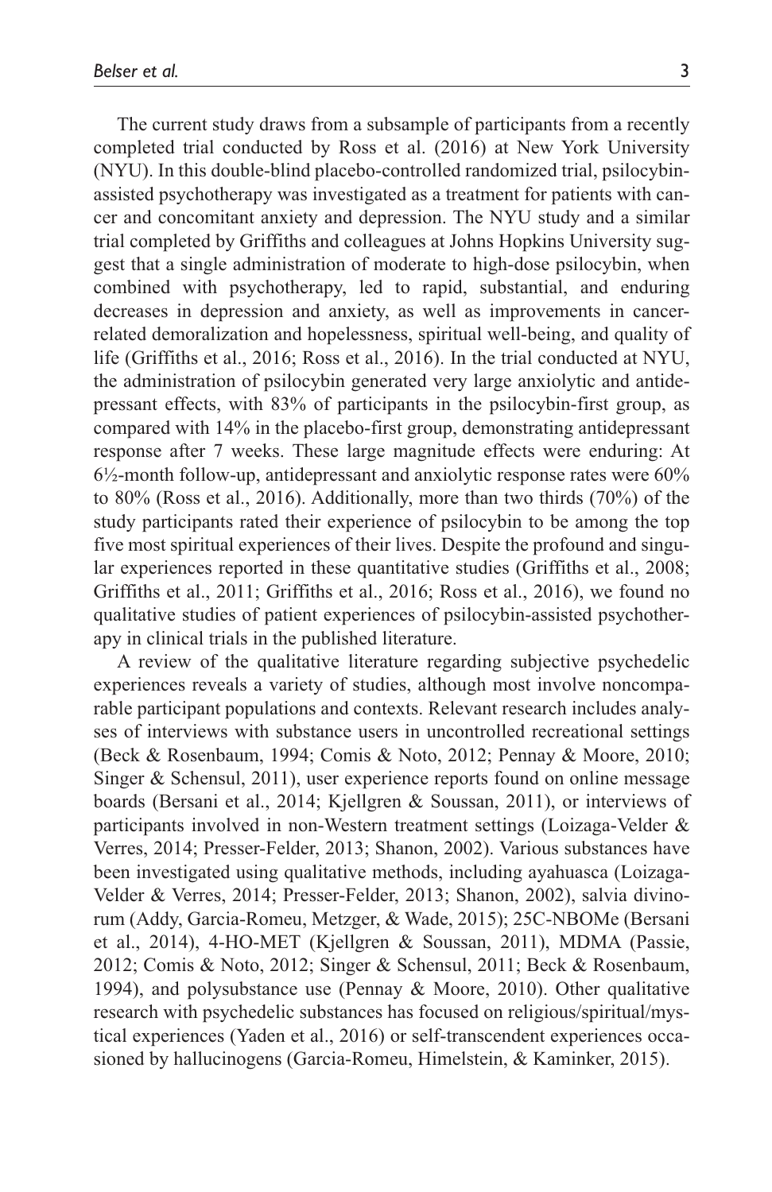The current study draws from a subsample of participants from a recently completed trial conducted by Ross et al. (2016) at New York University (NYU). In this double-blind placebo-controlled randomized trial, psilocybin-assisted psychotherapy was investigated as a treatment for patients with cancer and concomitant anxiety and depression. The NYU study and a similar trial completed by Griffiths and colleagues at Johns Hopkins University suggest that a single administration of moderate to high-dose psilocybin, when combined with psychotherapy, led to rapid, substantial, and enduring decreases in depression and anxiety, as well as improvements in cancer-related demoralization and hopelessness, spiritual well-being, and quality of life (Griffiths et al., 2016; Ross et al., 2016). In the trial conducted at NYU, the administration of psilocybin generated very large anxiolytic and antidepressant effects, with 83% of participants in the psilocybin-first group, as compared with 14% in the placebo-first group, demonstrating antidepressant response after 7 weeks. These large magnitude effects were enduring: At 6½-month follow-up, antidepressant and anxiolytic response rates were 60% to 80% (Ross et al., 2016). Additionally, more than two thirds (70%) of the study participants rated their experience of psilocybin to be among the top five most spiritual experiences of their lives. Despite the profound and singular experiences reported in these quantitative studies (Griffiths et al., 2008; Griffiths et al., 2011; Griffiths et al., 2016; Ross et al., 2016), we found no qualitative studies of patient experiences of psilocybin-assisted psychotherapy in clinical trials in the published literature.

A review of the qualitative literature regarding subjective psychedelic experiences reveals a variety of studies, although most involve noncomparable participant populations and contexts. Relevant research includes analyses of interviews with substance users in uncontrolled recreational settings (Beck & Rosenbaum, 1994; Comis & Noto, 2012; Pennay & Moore, 2010; Singer & Schensul, 2011), user experience reports found on online message boards (Bersani et al., 2014; Kjellgren & Soussan, 2011), or interviews of participants involved in non-Western treatment settings (Loizaga-Velder & Verres, 2014; Presser-Felder, 2013; Shanon, 2002). Various substances have been investigated using qualitative methods, including ayahuasca (Loizaga-Velder & Verres, 2014; Presser-Felder, 2013; Shanon, 2002), salvia divinorum (Addy, Garcia-Romeu, Metzger, & Wade, 2015); 25C-NBOMe (Bersani et al., 2014), 4-HO-MET (Kjellgren & Soussan, 2011), MDMA (Passie, 2012; Comis & Noto, 2012; Singer & Schensul, 2011; Beck & Rosenbaum, 1994), and polysubstance use (Pennay & Moore, 2010). Other qualitative research with psychedelic substances has focused on religious/spiritual/mystical experiences (Yaden et al., 2016) or self-transcendent experiences occasioned by hallucinogens (Garcia-Romeu, Himelstein, & Kaminker, 2015).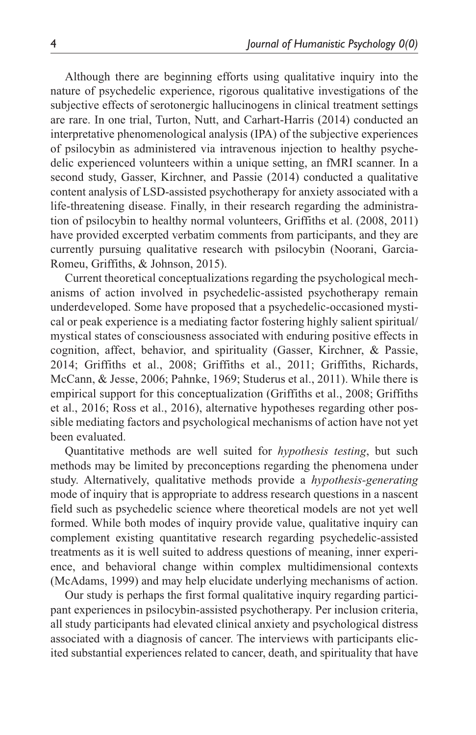Although there are beginning efforts using qualitative inquiry into the nature of psychedelic experience, rigorous qualitative investigations of the subjective effects of serotonergic hallucinogens in clinical treatment settings are rare. In one trial, Turton, Nutt, and Carhart-Harris (2014) conducted an interpretative phenomenological analysis (IPA) of the subjective experiences of psilocybin as administered via intravenous injection to healthy psychedelic experienced volunteers within a unique setting, an fMRI scanner. In a second study, Gasser, Kirchner, and Passie (2014) conducted a qualitative content analysis of LSD-assisted psychotherapy for anxiety associated with a life-threatening disease. Finally, in their research regarding the administration of psilocybin to healthy normal volunteers, Griffiths et al. (2008, 2011) have provided excerpted verbatim comments from participants, and they are currently pursuing qualitative research with psilocybin (Noorani, Garcia-Romeu, Griffiths, & Johnson, 2015).

Current theoretical conceptualizations regarding the psychological mechanisms of action involved in psychedelic-assisted psychotherapy remain underdeveloped. Some have proposed that a psychedelic-occasioned mystical or peak experience is a mediating factor fostering highly salient spiritual/mystical states of consciousness associated with enduring positive effects in cognition, affect, behavior, and spirituality (Gasser, Kirchner, & Passie, 2014; Griffiths et al., 2008; Griffiths et al., 2011; Griffiths, Richards, McCann, & Jesse, 2006; Pahnke, 1969; Studerus et al., 2011). While there is empirical support for this conceptualization (Griffiths et al., 2008; Griffiths et al., 2016; Ross et al., 2016), alternative hypotheses regarding other possible mediating factors and psychological mechanisms of action have not yet been evaluated.

Quantitative methods are well suited for *hypothesis testing*, but such methods may be limited by preconceptions regarding the phenomena under study. Alternatively, qualitative methods provide a *hypothesis-generating* mode of inquiry that is appropriate to address research questions in a nascent field such as psychedelic science where theoretical models are not yet well formed. While both modes of inquiry provide value, qualitative inquiry can complement existing quantitative research regarding psychedelic-assisted treatments as it is well suited to address questions of meaning, inner experience, and behavioral change within complex multidimensional contexts (McAdams, 1999) and may help elucidate underlying mechanisms of action.

Our study is perhaps the first formal qualitative inquiry regarding participant experiences in psilocybin-assisted psychotherapy. Per inclusion criteria, all study participants had elevated clinical anxiety and psychological distress associated with a diagnosis of cancer. The interviews with participants elicited substantial experiences related to cancer, death, and spirituality that have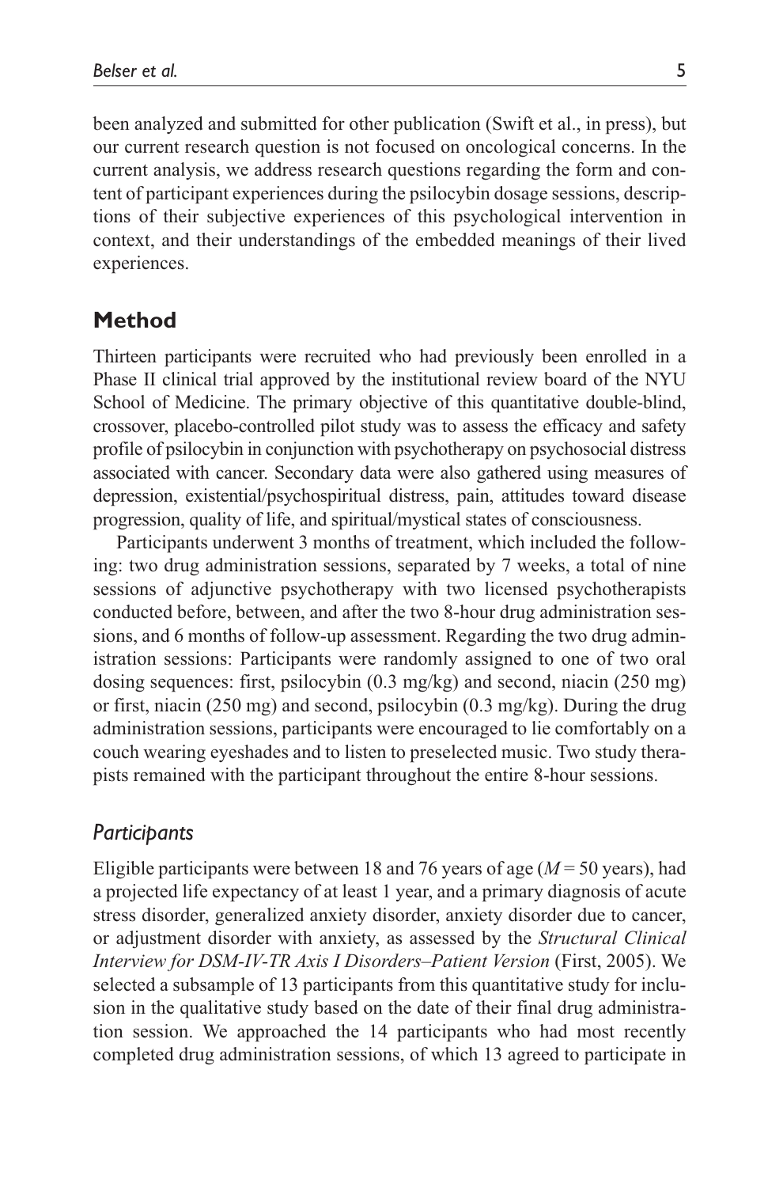been analyzed and submitted for other publication (Swift et al., in press), but our current research question is not focused on oncological concerns. In the current analysis, we address research questions regarding the form and content of participant experiences during the psilocybin dosage sessions, descriptions of their subjective experiences of this psychological intervention in context, and their understandings of the embedded meanings of their lived experiences.

## Method

Thirteen participants were recruited who had previously been enrolled in a Phase II clinical trial approved by the institutional review board of the NYU School of Medicine. The primary objective of this quantitative double-blind, crossover, placebo-controlled pilot study was to assess the efficacy and safety profile of psilocybin in conjunction with psychotherapy on psychosocial distress associated with cancer. Secondary data were also gathered using measures of depression, existential/psychospiritual distress, pain, attitudes toward disease progression, quality of life, and spiritual/mystical states of consciousness.

Participants underwent 3 months of treatment, which included the following: two drug administration sessions, separated by 7 weeks, a total of nine sessions of adjunctive psychotherapy with two licensed psychotherapists conducted before, between, and after the two 8-hour drug administration sessions, and 6 months of follow-up assessment. Regarding the two drug administration sessions: Participants were randomly assigned to one of two oral dosing sequences: first, psilocybin (0.3 mg/kg) and second, niacin (250 mg) or first, niacin (250 mg) and second, psilocybin (0.3 mg/kg). During the drug administration sessions, participants were encouraged to lie comfortably on a couch wearing eyeshades and to listen to preselected music. Two study therapists remained with the participant throughout the entire 8-hour sessions.

### *Participants*

Eligible participants were between 18 and 76 years of age ($M = 50$ years), had a projected life expectancy of at least 1 year, and a primary diagnosis of acute stress disorder, generalized anxiety disorder, anxiety disorder due to cancer, or adjustment disorder with anxiety, as assessed by the *Structural Clinical Interview for DSM-IV-TR Axis I Disorders–Patient Version* (First, 2005). We selected a subsample of 13 participants from this quantitative study for inclusion in the qualitative study based on the date of their final drug administration session. We approached the 14 participants who had most recently completed drug administration sessions, of which 13 agreed to participate in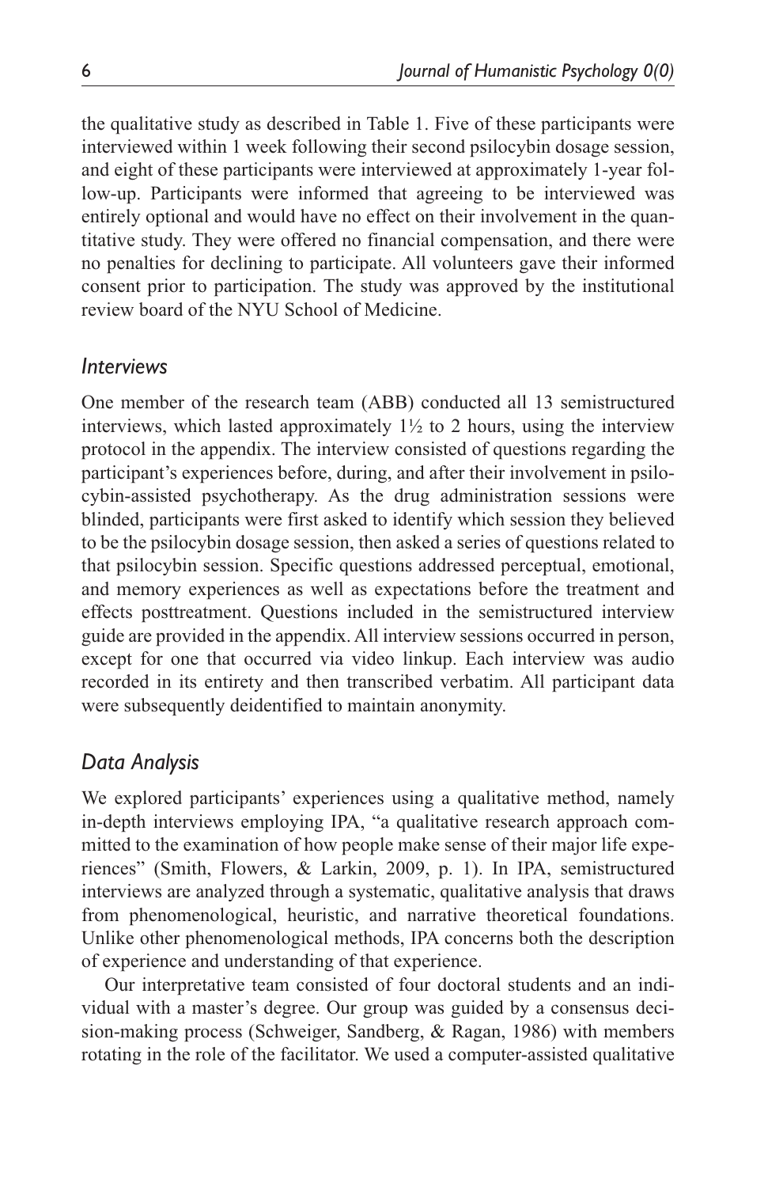the qualitative study as described in Table 1. Five of these participants were interviewed within 1 week following their second psilocybin dosage session, and eight of these participants were interviewed at approximately 1-year follow-up. Participants were informed that agreeing to be interviewed was entirely optional and would have no effect on their involvement in the quantitative study. They were offered no financial compensation, and there were no penalties for declining to participate. All volunteers gave their informed consent prior to participation. The study was approved by the institutional review board of the NYU School of Medicine.

## *Interviews*

One member of the research team (ABB) conducted all 13 semistructured interviews, which lasted approximately 1½ to 2 hours, using the interview protocol in the appendix. The interview consisted of questions regarding the participant's experiences before, during, and after their involvement in psilocybin-assisted psychotherapy. As the drug administration sessions were blinded, participants were first asked to identify which session they believed to be the psilocybin dosage session, then asked a series of questions related to that psilocybin session. Specific questions addressed perceptual, emotional, and memory experiences as well as expectations before the treatment and effects posttreatment. Questions included in the semistructured interview guide are provided in the appendix. All interview sessions occurred in person, except for one that occurred via video linkup. Each interview was audio recorded in its entirety and then transcribed verbatim. All participant data were subsequently deidentified to maintain anonymity.

## *Data Analysis*

We explored participants' experiences using a qualitative method, namely in-depth interviews employing IPA, "a qualitative research approach committed to the examination of how people make sense of their major life experiences" (Smith, Flowers, & Larkin, 2009, p. 1). In IPA, semistructured interviews are analyzed through a systematic, qualitative analysis that draws from phenomenological, heuristic, and narrative theoretical foundations. Unlike other phenomenological methods, IPA concerns both the description of experience and understanding of that experience.

Our interpretative team consisted of four doctoral students and an individual with a master's degree. Our group was guided by a consensus decision-making process (Schweiger, Sandberg, & Ragan, 1986) with members rotating in the role of the facilitator. We used a computer-assisted qualitative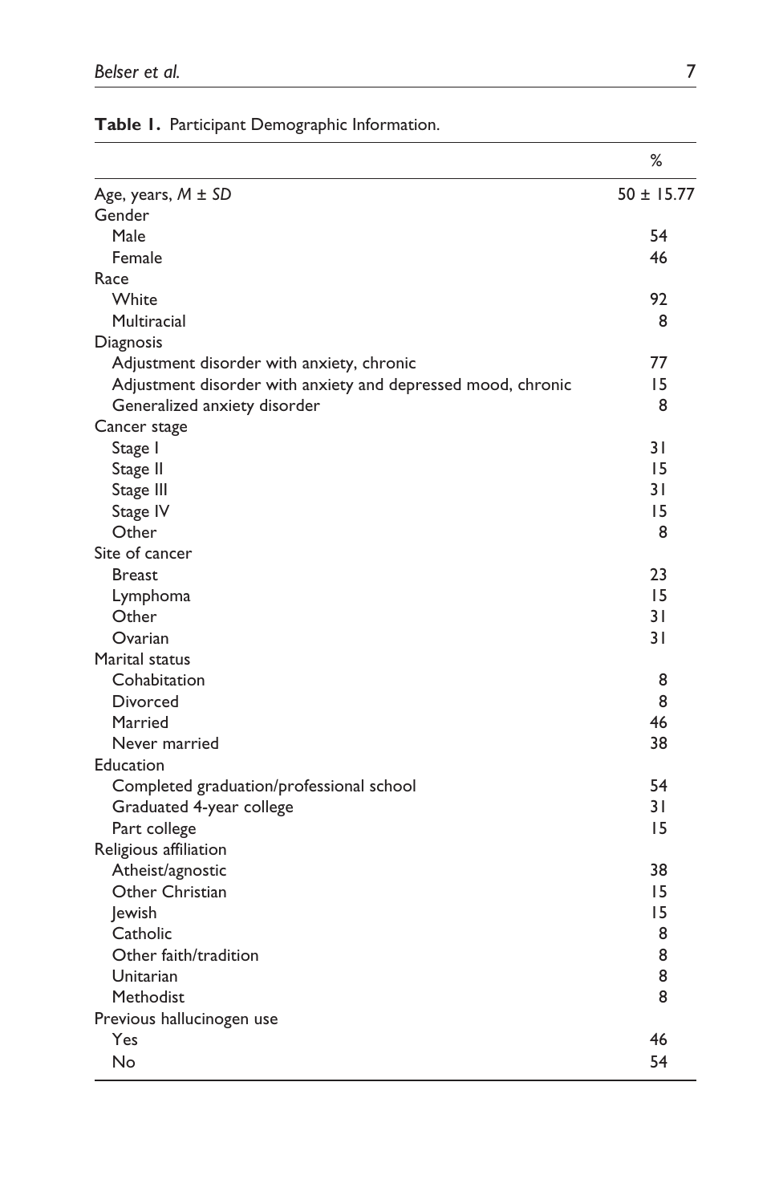**Table 1.** Participant Demographic Information.

| | % |
|---|---|
| Age, years, *M* ± *SD* | 50 ± 15.77 |
| Gender | |
| Male | 54 |
| Female | 46 |
| Race | |
| White | 92 |
| Multiracial | 8 |
| Diagnosis | |
| Adjustment disorder with anxiety, chronic | 77 |
| Adjustment disorder with anxiety and depressed mood, chronic | 15 |
| Generalized anxiety disorder | 8 |
| Cancer stage | |
| Stage I | 31 |
| Stage II | 15 |
| Stage III | 31 |
| Stage IV | 15 |
| Other | 8 |
| Site of cancer | |
| Breast | 23 |
| Lymphoma | 15 |
| Other | 31 |
| Ovarian | 31 |
| Marital status | |
| Cohabitation | 8 |
| Divorced | 8 |
| Married | 46 |
| Never married | 38 |
| Education | |
| Completed graduation/professional school | 54 |
| Graduated 4-year college | 31 |
| Part college | 15 |
| Religious affiliation | |
| Atheist/agnostic | 38 |
| Other Christian | 15 |
| Jewish | 15 |
| Catholic | 8 |
| Other faith/tradition | 8 |
| Unitarian | 8 |
| Methodist | 8 |
| Previous hallucinogen use | |
| Yes | 46 |
| No | 54 |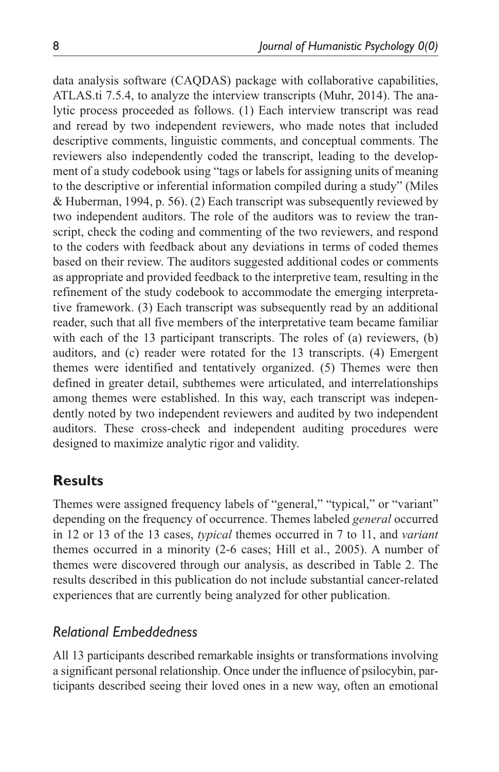data analysis software (CAQDAS) package with collaborative capabilities, ATLAS.ti 7.5.4, to analyze the interview transcripts (Muhr, 2014). The analytic process proceeded as follows. (1) Each interview transcript was read and reread by two independent reviewers, who made notes that included descriptive comments, linguistic comments, and conceptual comments. The reviewers also independently coded the transcript, leading to the development of a study codebook using "tags or labels for assigning units of meaning to the descriptive or inferential information compiled during a study" (Miles & Huberman, 1994, p. 56). (2) Each transcript was subsequently reviewed by two independent auditors. The role of the auditors was to review the transcript, check the coding and commenting of the two reviewers, and respond to the coders with feedback about any deviations in terms of coded themes based on their review. The auditors suggested additional codes or comments as appropriate and provided feedback to the interpretive team, resulting in the refinement of the study codebook to accommodate the emerging interpretative framework. (3) Each transcript was subsequently read by an additional reader, such that all five members of the interpretative team became familiar with each of the 13 participant transcripts. The roles of (a) reviewers, (b) auditors, and (c) reader were rotated for the 13 transcripts. (4) Emergent themes were identified and tentatively organized. (5) Themes were then defined in greater detail, subthemes were articulated, and interrelationships among themes were established. In this way, each transcript was independently noted by two independent reviewers and audited by two independent auditors. These cross-check and independent auditing procedures were designed to maximize analytic rigor and validity.

## Results

Themes were assigned frequency labels of "general," "typical," or "variant" depending on the frequency of occurrence. Themes labeled *general* occurred in 12 or 13 of the 13 cases, *typical* themes occurred in 7 to 11, and *variant* themes occurred in a minority (2-6 cases; Hill et al., 2005). A number of themes were discovered through our analysis, as described in Table 2. The results described in this publication do not include substantial cancer-related experiences that are currently being analyzed for other publication.

### *Relational Embeddedness*

All 13 participants described remarkable insights or transformations involving a significant personal relationship. Once under the influence of psilocybin, participants described seeing their loved ones in a new way, often an emotional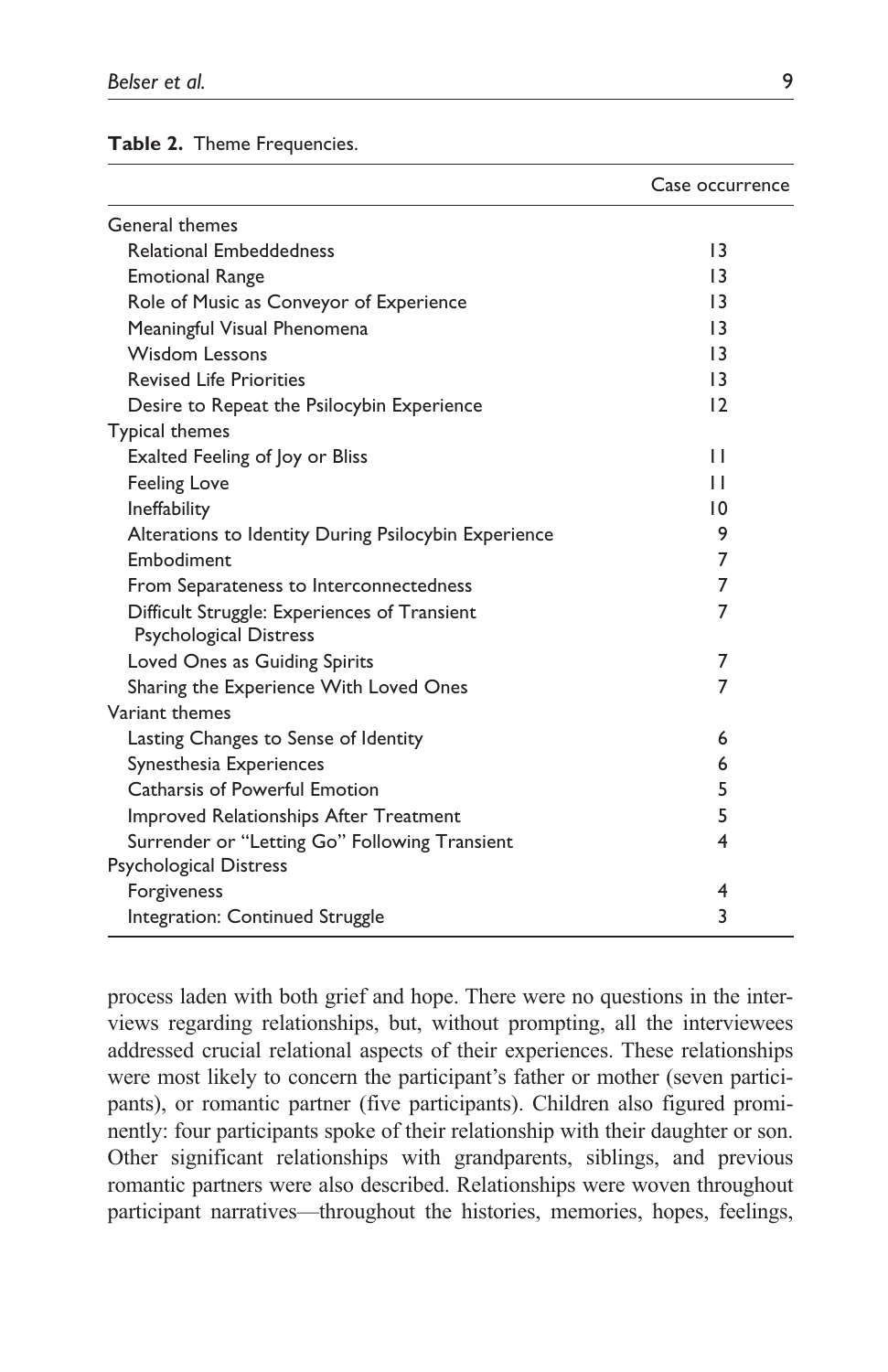**Table 2.** Theme Frequencies.

| | Case occurrence |
|---|---|
| General themes | |
| Relational Embeddedness | 13 |
| Emotional Range | 13 |
| Role of Music as Conveyor of Experience | 13 |
| Meaningful Visual Phenomena | 13 |
| Wisdom Lessons | 13 |
| Revised Life Priorities | 13 |
| Desire to Repeat the Psilocybin Experience | 12 |
| Typical themes | |
| Exalted Feeling of Joy or Bliss | 11 |
| Feeling Love | 11 |
| Ineffability | 10 |
| Alterations to Identity During Psilocybin Experience | 9 |
| Embodiment | 7 |
| From Separateness to Interconnectedness | 7 |
| Difficult Struggle: Experiences of Transient Psychological Distress | 7 |
| Loved Ones as Guiding Spirits | 7 |
| Sharing the Experience With Loved Ones | 7 |
| Variant themes | |
| Lasting Changes to Sense of Identity | 6 |
| Synesthesia Experiences | 6 |
| Catharsis of Powerful Emotion | 5 |
| Improved Relationships After Treatment | 5 |
| Surrender or "Letting Go" Following Transient Psychological Distress | 4 |
| Forgiveness | 4 |
| Integration: Continued Struggle | 3 |

process laden with both grief and hope. There were no questions in the interviews regarding relationships, but, without prompting, all the interviewees addressed crucial relational aspects of their experiences. These relationships were most likely to concern the participant's father or mother (seven participants), or romantic partner (five participants). Children also figured prominently: four participants spoke of their relationship with their daughter or son. Other significant relationships with grandparents, siblings, and previous romantic partners were also described. Relationships were woven throughout participant narratives—throughout the histories, memories, hopes, feelings,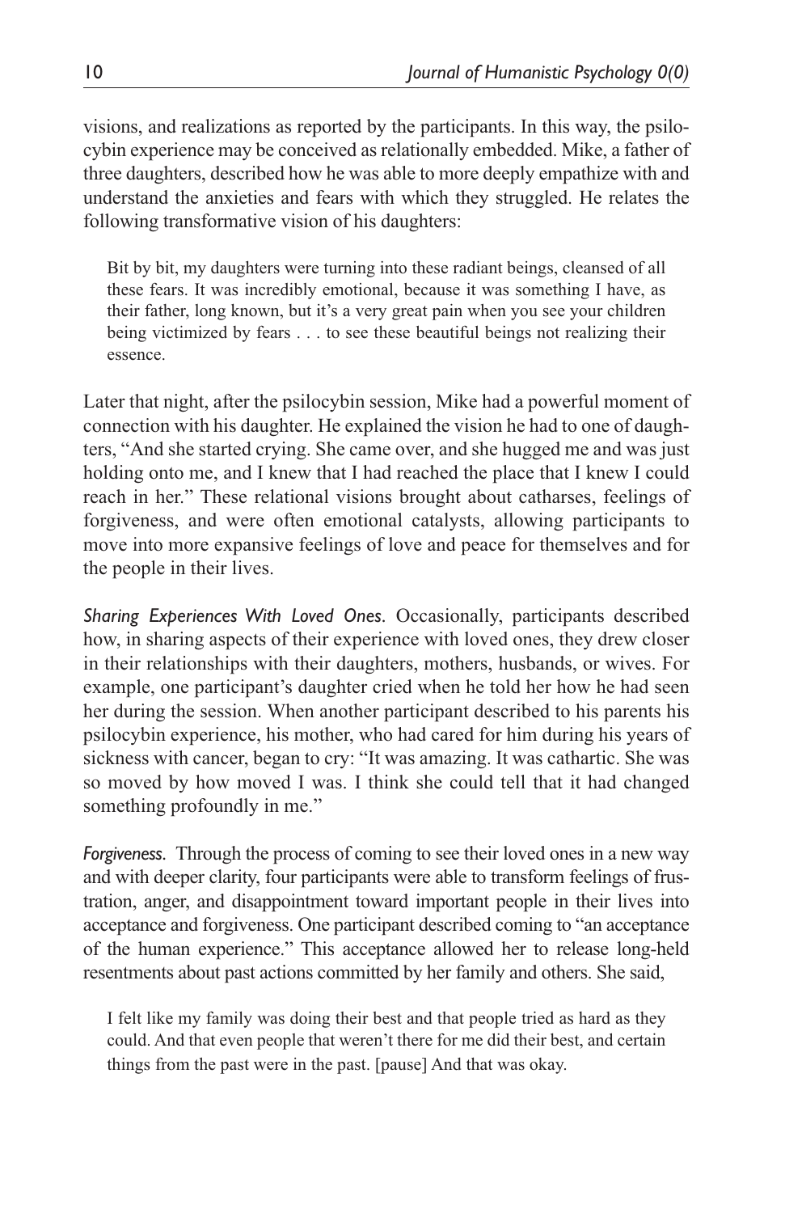visions, and realizations as reported by the participants. In this way, the psilocybin experience may be conceived as relationally embedded. Mike, a father of three daughters, described how he was able to more deeply empathize with and understand the anxieties and fears with which they struggled. He relates the following transformative vision of his daughters:

> Bit by bit, my daughters were turning into these radiant beings, cleansed of all these fears. It was incredibly emotional, because it was something I have, as their father, long known, but it's a very great pain when you see your children being victimized by fears . . . to see these beautiful beings not realizing their essence.

Later that night, after the psilocybin session, Mike had a powerful moment of connection with his daughter. He explained the vision he had to one of daughters, "And she started crying. She came over, and she hugged me and was just holding onto me, and I knew that I had reached the place that I knew I could reach in her." These relational visions brought about catharses, feelings of forgiveness, and were often emotional catalysts, allowing participants to move into more expansive feelings of love and peace for themselves and for the people in their lives.

*Sharing Experiences With Loved Ones.* Occasionally, participants described how, in sharing aspects of their experience with loved ones, they drew closer in their relationships with their daughters, mothers, husbands, or wives. For example, one participant's daughter cried when he told her how he had seen her during the session. When another participant described to his parents his psilocybin experience, his mother, who had cared for him during his years of sickness with cancer, began to cry: "It was amazing. It was cathartic. She was so moved by how moved I was. I think she could tell that it had changed something profoundly in me."

*Forgiveness.* Through the process of coming to see their loved ones in a new way and with deeper clarity, four participants were able to transform feelings of frustration, anger, and disappointment toward important people in their lives into acceptance and forgiveness. One participant described coming to "an acceptance of the human experience." This acceptance allowed her to release long-held resentments about past actions committed by her family and others. She said,

> I felt like my family was doing their best and that people tried as hard as they could. And that even people that weren't there for me did their best, and certain things from the past were in the past. [pause] And that was okay.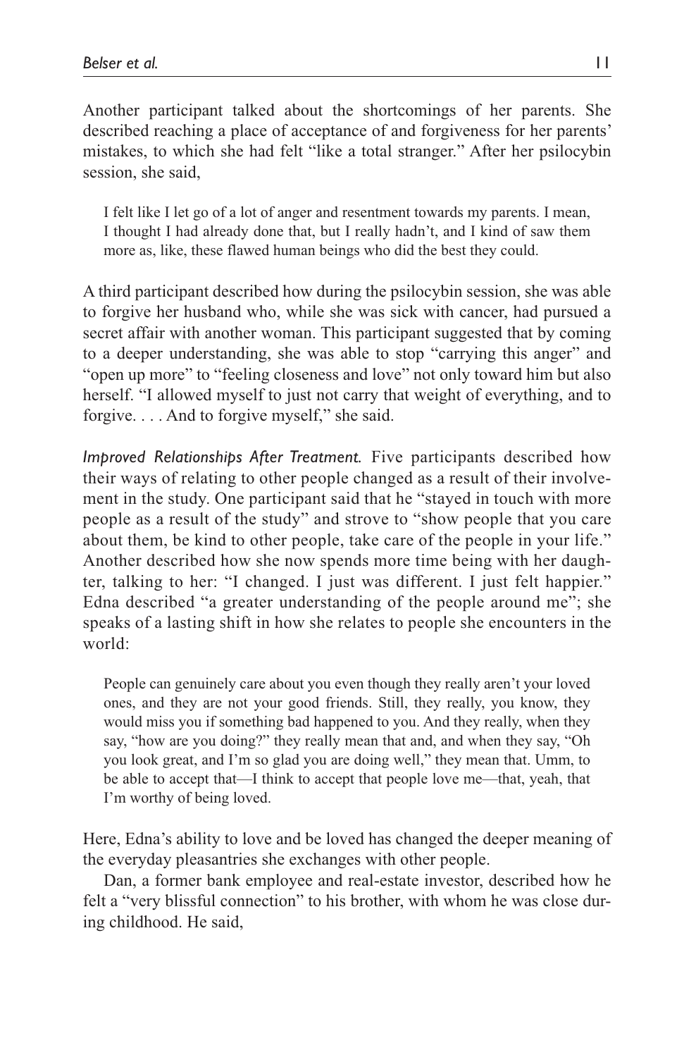Another participant talked about the shortcomings of her parents. She described reaching a place of acceptance of and forgiveness for her parents' mistakes, to which she had felt "like a total stranger." After her psilocybin session, she said,

> I felt like I let go of a lot of anger and resentment towards my parents. I mean, I thought I had already done that, but I really hadn't, and I kind of saw them more as, like, these flawed human beings who did the best they could.

A third participant described how during the psilocybin session, she was able to forgive her husband who, while she was sick with cancer, had pursued a secret affair with another woman. This participant suggested that by coming to a deeper understanding, she was able to stop "carrying this anger" and "open up more" to "feeling closeness and love" not only toward him but also herself. "I allowed myself to just not carry that weight of everything, and to forgive. . . . And to forgive myself," she said.

*Improved Relationships After Treatment.* Five participants described how their ways of relating to other people changed as a result of their involvement in the study. One participant said that he "stayed in touch with more people as a result of the study" and strove to "show people that you care about them, be kind to other people, take care of the people in your life." Another described how she now spends more time being with her daughter, talking to her: "I changed. I just was different. I just felt happier." Edna described "a greater understanding of the people around me"; she speaks of a lasting shift in how she relates to people she encounters in the world:

> People can genuinely care about you even though they really aren't your loved ones, and they are not your good friends. Still, they really, you know, they would miss you if something bad happened to you. And they really, when they say, "how are you doing?" they really mean that and, and when they say, "Oh you look great, and I'm so glad you are doing well," they mean that. Umm, to be able to accept that—I think to accept that people love me—that, yeah, that I'm worthy of being loved.

Here, Edna's ability to love and be loved has changed the deeper meaning of the everyday pleasantries she exchanges with other people.

Dan, a former bank employee and real-estate investor, described how he felt a "very blissful connection" to his brother, with whom he was close during childhood. He said,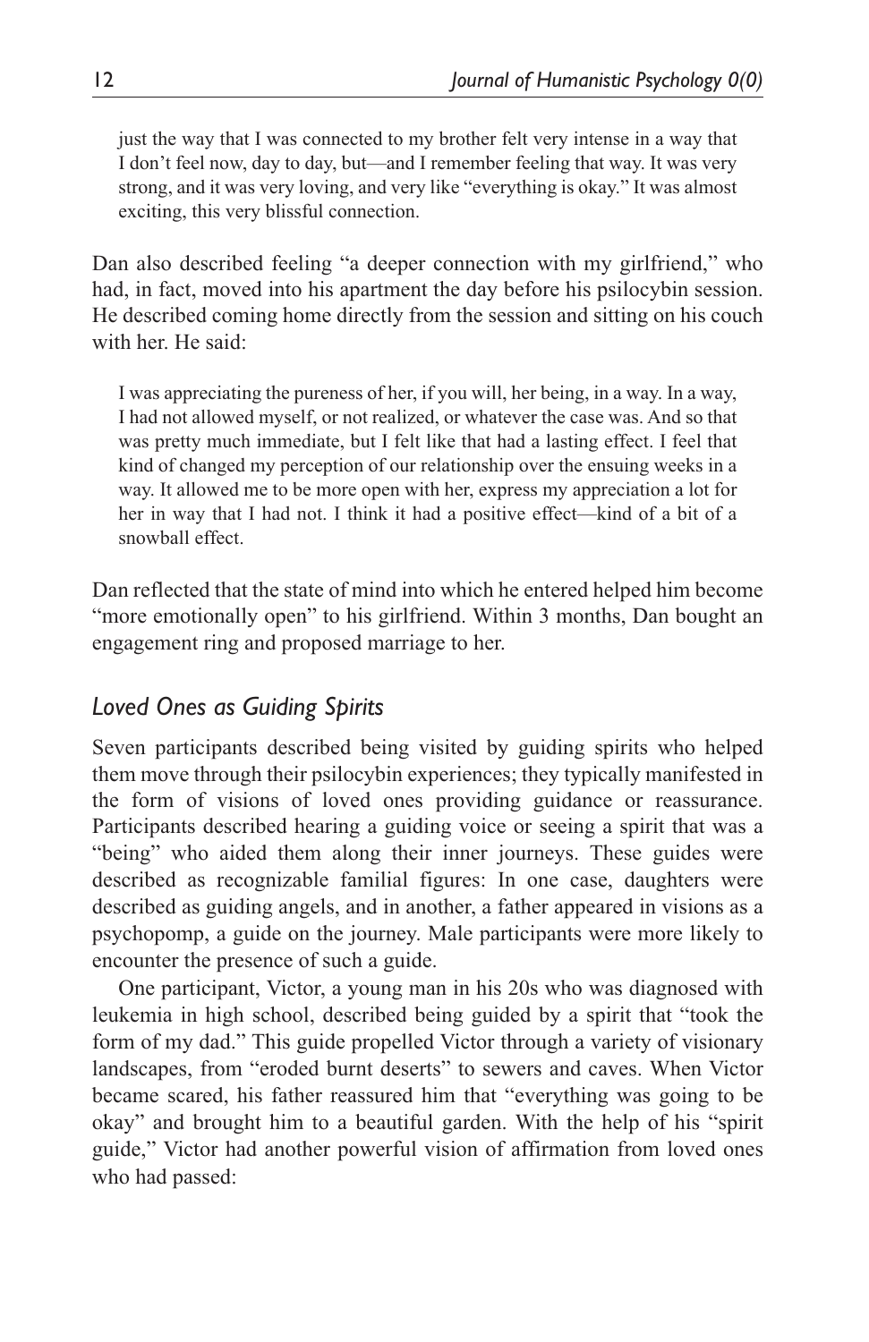> just the way that I was connected to my brother felt very intense in a way that I don't feel now, day to day, but—and I remember feeling that way. It was very strong, and it was very loving, and very like "everything is okay." It was almost exciting, this very blissful connection.

Dan also described feeling "a deeper connection with my girlfriend," who had, in fact, moved into his apartment the day before his psilocybin session. He described coming home directly from the session and sitting on his couch with her. He said:

> I was appreciating the pureness of her, if you will, her being, in a way. In a way, I had not allowed myself, or not realized, or whatever the case was. And so that was pretty much immediate, but I felt like that had a lasting effect. I feel that kind of changed my perception of our relationship over the ensuing weeks in a way. It allowed me to be more open with her, express my appreciation a lot for her in way that I had not. I think it had a positive effect—kind of a bit of a snowball effect.

Dan reflected that the state of mind into which he entered helped him become "more emotionally open" to his girlfriend. Within 3 months, Dan bought an engagement ring and proposed marriage to her.

### *Loved Ones as Guiding Spirits*

Seven participants described being visited by guiding spirits who helped them move through their psilocybin experiences; they typically manifested in the form of visions of loved ones providing guidance or reassurance. Participants described hearing a guiding voice or seeing a spirit that was a "being" who aided them along their inner journeys. These guides were described as recognizable familial figures: In one case, daughters were described as guiding angels, and in another, a father appeared in visions as a psychopomp, a guide on the journey. Male participants were more likely to encounter the presence of such a guide.

One participant, Victor, a young man in his 20s who was diagnosed with leukemia in high school, described being guided by a spirit that "took the form of my dad." This guide propelled Victor through a variety of visionary landscapes, from "eroded burnt deserts" to sewers and caves. When Victor became scared, his father reassured him that "everything was going to be okay" and brought him to a beautiful garden. With the help of his "spirit guide," Victor had another powerful vision of affirmation from loved ones who had passed: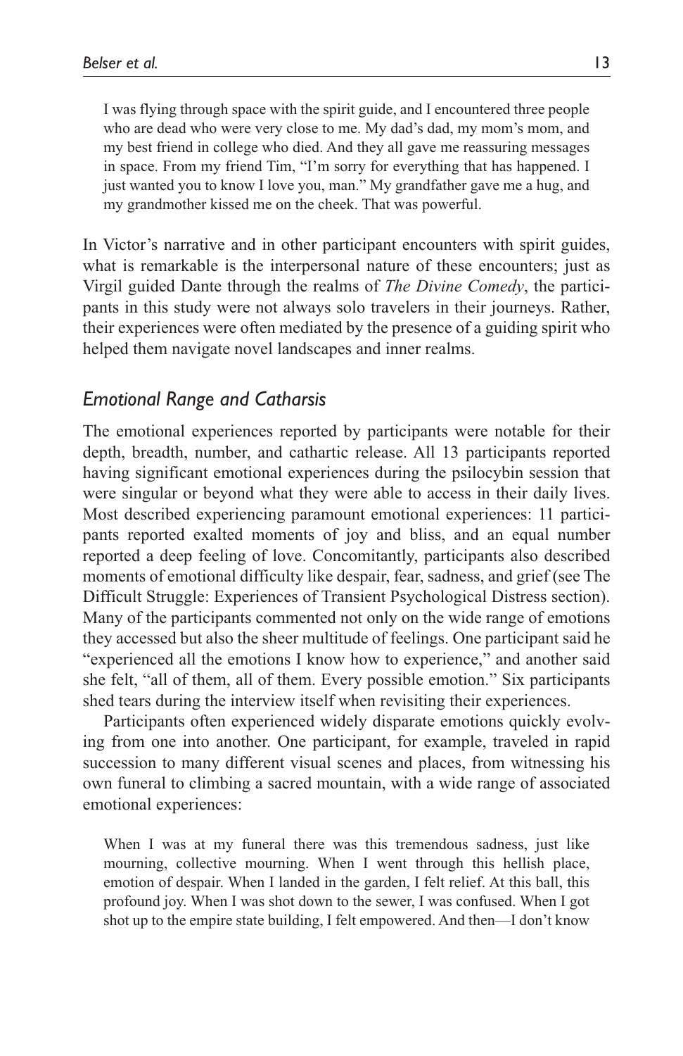> I was flying through space with the spirit guide, and I encountered three people who are dead who were very close to me. My dad's dad, my mom's mom, and my best friend in college who died. And they all gave me reassuring messages in space. From my friend Tim, "I'm sorry for everything that has happened. I just wanted you to know I love you, man." My grandfather gave me a hug, and my grandmother kissed me on the cheek. That was powerful.

In Victor's narrative and in other participant encounters with spirit guides, what is remarkable is the interpersonal nature of these encounters; just as Virgil guided Dante through the realms of *The Divine Comedy*, the participants in this study were not always solo travelers in their journeys. Rather, their experiences were often mediated by the presence of a guiding spirit who helped them navigate novel landscapes and inner realms.

### *Emotional Range and Catharsis*

The emotional experiences reported by participants were notable for their depth, breadth, number, and cathartic release. All 13 participants reported having significant emotional experiences during the psilocybin session that were singular or beyond what they were able to access in their daily lives. Most described experiencing paramount emotional experiences: 11 participants reported exalted moments of joy and bliss, and an equal number reported a deep feeling of love. Concomitantly, participants also described moments of emotional difficulty like despair, fear, sadness, and grief (see The Difficult Struggle: Experiences of Transient Psychological Distress section). Many of the participants commented not only on the wide range of emotions they accessed but also the sheer multitude of feelings. One participant said he "experienced all the emotions I know how to experience," and another said she felt, "all of them, all of them. Every possible emotion." Six participants shed tears during the interview itself when revisiting their experiences.

Participants often experienced widely disparate emotions quickly evolving from one into another. One participant, for example, traveled in rapid succession to many different visual scenes and places, from witnessing his own funeral to climbing a sacred mountain, with a wide range of associated emotional experiences:

> When I was at my funeral there was this tremendous sadness, just like mourning, collective mourning. When I went through this hellish place, emotion of despair. When I landed in the garden, I felt relief. At this ball, this profound joy. When I was shot down to the sewer, I was confused. When I got shot up to the empire state building, I felt empowered. And then—I don't know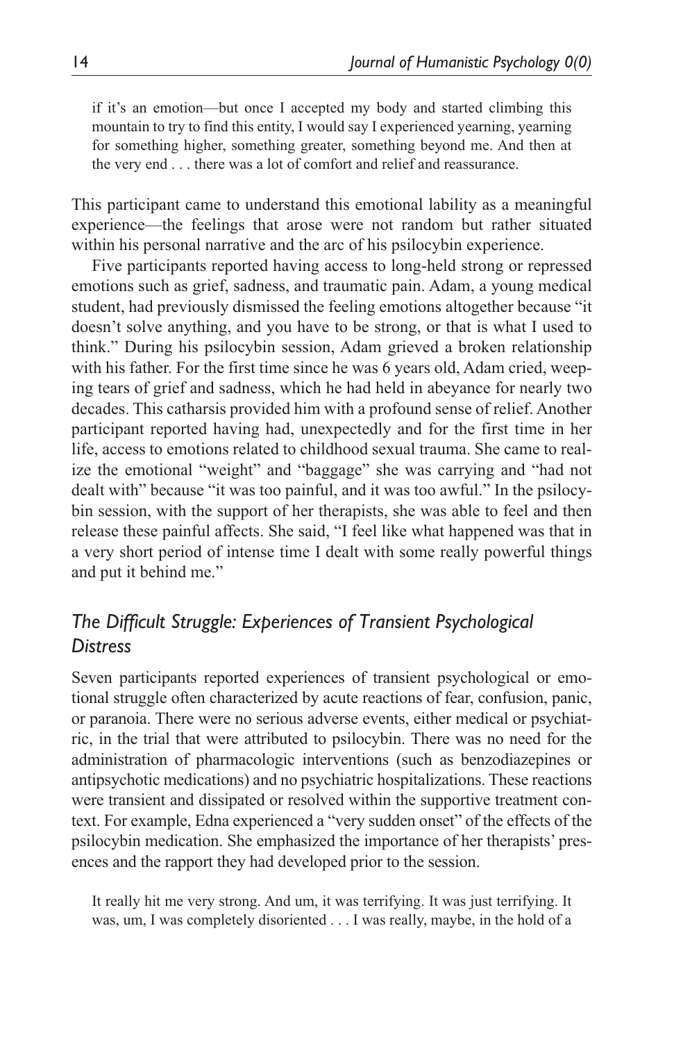> if it's an emotion—but once I accepted my body and started climbing this mountain to try to find this entity, I would say I experienced yearning, yearning for something higher, something greater, something beyond me. And then at the very end . . . there was a lot of comfort and relief and reassurance.

This participant came to understand this emotional lability as a meaningful experience—the feelings that arose were not random but rather situated within his personal narrative and the arc of his psilocybin experience.

Five participants reported having access to long-held strong or repressed emotions such as grief, sadness, and traumatic pain. Adam, a young medical student, had previously dismissed the feeling emotions altogether because "it doesn't solve anything, and you have to be strong, or that is what I used to think." During his psilocybin session, Adam grieved a broken relationship with his father. For the first time since he was 6 years old, Adam cried, weeping tears of grief and sadness, which he had held in abeyance for nearly two decades. This catharsis provided him with a profound sense of relief. Another participant reported having had, unexpectedly and for the first time in her life, access to emotions related to childhood sexual trauma. She came to realize the emotional "weight" and "baggage" she was carrying and "had not dealt with" because "it was too painful, and it was too awful." In the psilocybin session, with the support of her therapists, she was able to feel and then release these painful affects. She said, "I feel like what happened was that in a very short period of intense time I dealt with some really powerful things and put it behind me."

### *The Difficult Struggle: Experiences of Transient Psychological Distress*

Seven participants reported experiences of transient psychological or emotional struggle often characterized by acute reactions of fear, confusion, panic, or paranoia. There were no serious adverse events, either medical or psychiatric, in the trial that were attributed to psilocybin. There was no need for the administration of pharmacologic interventions (such as benzodiazepines or antipsychotic medications) and no psychiatric hospitalizations. These reactions were transient and dissipated or resolved within the supportive treatment context. For example, Edna experienced a "very sudden onset" of the effects of the psilocybin medication. She emphasized the importance of her therapists' presences and the rapport they had developed prior to the session.

> It really hit me very strong. And um, it was terrifying. It was just terrifying. It was, um, I was completely disoriented . . . I was really, maybe, in the hold of a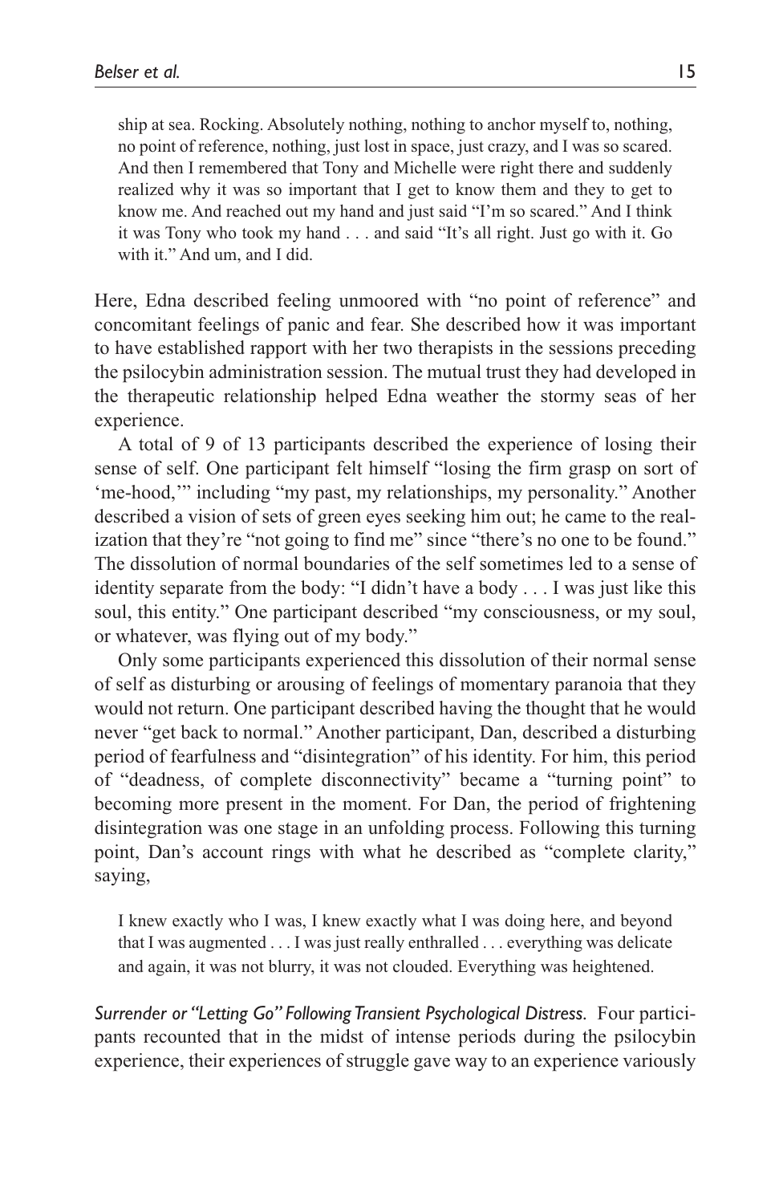> ship at sea. Rocking. Absolutely nothing, nothing to anchor myself to, nothing, no point of reference, nothing, just lost in space, just crazy, and I was so scared. And then I remembered that Tony and Michelle were right there and suddenly realized why it was so important that I get to know them and they to get to know me. And reached out my hand and just said "I'm so scared." And I think it was Tony who took my hand . . . and said "It's all right. Just go with it. Go with it." And um, and I did.

Here, Edna described feeling unmoored with "no point of reference" and concomitant feelings of panic and fear. She described how it was important to have established rapport with her two therapists in the sessions preceding the psilocybin administration session. The mutual trust they had developed in the therapeutic relationship helped Edna weather the stormy seas of her experience.

A total of 9 of 13 participants described the experience of losing their sense of self. One participant felt himself "losing the firm grasp on sort of 'me-hood,'" including "my past, my relationships, my personality." Another described a vision of sets of green eyes seeking him out; he came to the realization that they're "not going to find me" since "there's no one to be found." The dissolution of normal boundaries of the self sometimes led to a sense of identity separate from the body: "I didn't have a body . . . I was just like this soul, this entity." One participant described "my consciousness, or my soul, or whatever, was flying out of my body."

Only some participants experienced this dissolution of their normal sense of self as disturbing or arousing of feelings of momentary paranoia that they would not return. One participant described having the thought that he would never "get back to normal." Another participant, Dan, described a disturbing period of fearfulness and "disintegration" of his identity. For him, this period of "deadness, of complete disconnectivity" became a "turning point" to becoming more present in the moment. For Dan, the period of frightening disintegration was one stage in an unfolding process. Following this turning point, Dan's account rings with what he described as "complete clarity," saying,

> I knew exactly who I was, I knew exactly what I was doing here, and beyond that I was augmented . . . I was just really enthralled . . . everything was delicate and again, it was not blurry, it was not clouded. Everything was heightened.

*Surrender or "Letting Go" Following Transient Psychological Distress.* Four participants recounted that in the midst of intense periods during the psilocybin experience, their experiences of struggle gave way to an experience variously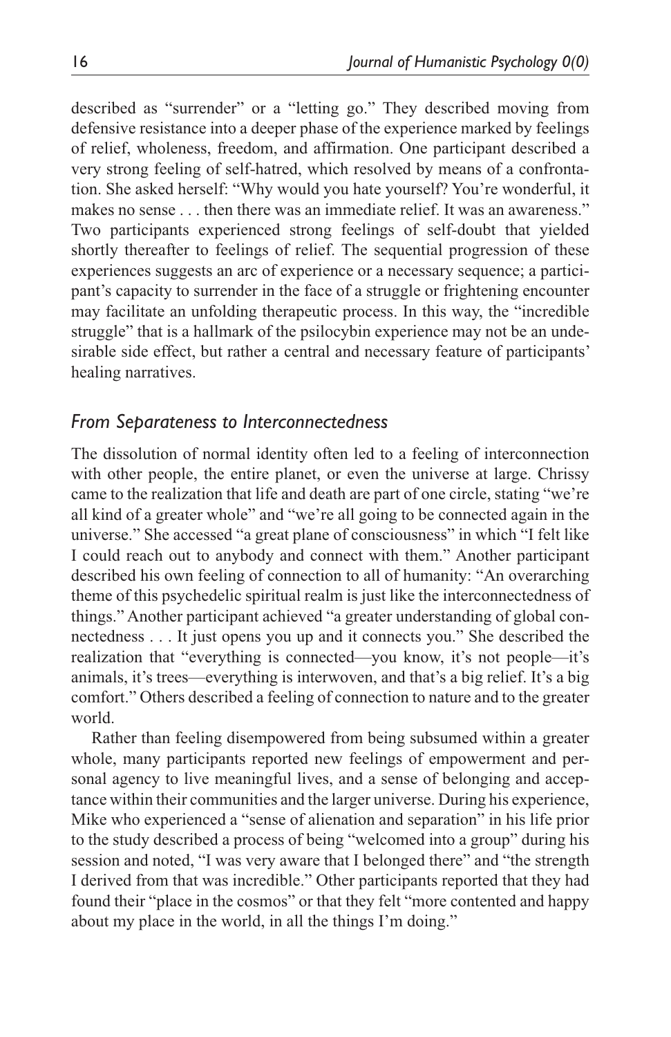described as "surrender" or a "letting go." They described moving from defensive resistance into a deeper phase of the experience marked by feelings of relief, wholeness, freedom, and affirmation. One participant described a very strong feeling of self-hatred, which resolved by means of a confrontation. She asked herself: "Why would you hate yourself? You're wonderful, it makes no sense . . . then there was an immediate relief. It was an awareness." Two participants experienced strong feelings of self-doubt that yielded shortly thereafter to feelings of relief. The sequential progression of these experiences suggests an arc of experience or a necessary sequence; a participant's capacity to surrender in the face of a struggle or frightening encounter may facilitate an unfolding therapeutic process. In this way, the "incredible struggle" that is a hallmark of the psilocybin experience may not be an undesirable side effect, but rather a central and necessary feature of participants' healing narratives.

### *From Separateness to Interconnectedness*

The dissolution of normal identity often led to a feeling of interconnection with other people, the entire planet, or even the universe at large. Chrissy came to the realization that life and death are part of one circle, stating "we're all kind of a greater whole" and "we're all going to be connected again in the universe." She accessed "a great plane of consciousness" in which "I felt like I could reach out to anybody and connect with them." Another participant described his own feeling of connection to all of humanity: "An overarching theme of this psychedelic spiritual realm is just like the interconnectedness of things." Another participant achieved "a greater understanding of global connectedness . . . It just opens you up and it connects you." She described the realization that "everything is connected—you know, it's not people—it's animals, it's trees—everything is interwoven, and that's a big relief. It's a big comfort." Others described a feeling of connection to nature and to the greater world.

Rather than feeling disempowered from being subsumed within a greater whole, many participants reported new feelings of empowerment and personal agency to live meaningful lives, and a sense of belonging and acceptance within their communities and the larger universe. During his experience, Mike who experienced a "sense of alienation and separation" in his life prior to the study described a process of being "welcomed into a group" during his session and noted, "I was very aware that I belonged there" and "the strength I derived from that was incredible." Other participants reported that they had found their "place in the cosmos" or that they felt "more contented and happy about my place in the world, in all the things I'm doing."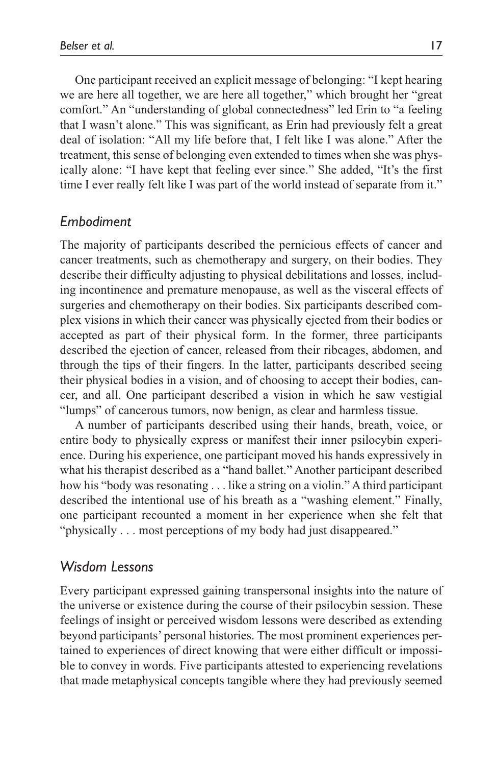One participant received an explicit message of belonging: "I kept hearing we are here all together, we are here all together," which brought her "great comfort." An "understanding of global connectedness" led Erin to "a feeling that I wasn't alone." This was significant, as Erin had previously felt a great deal of isolation: "All my life before that, I felt like I was alone." After the treatment, this sense of belonging even extended to times when she was physically alone: "I have kept that feeling ever since." She added, "It's the first time I ever really felt like I was part of the world instead of separate from it."

### *Embodiment*

The majority of participants described the pernicious effects of cancer and cancer treatments, such as chemotherapy and surgery, on their bodies. They describe their difficulty adjusting to physical debilitations and losses, including incontinence and premature menopause, as well as the visceral effects of surgeries and chemotherapy on their bodies. Six participants described complex visions in which their cancer was physically ejected from their bodies or accepted as part of their physical form. In the former, three participants described the ejection of cancer, released from their ribcages, abdomen, and through the tips of their fingers. In the latter, participants described seeing their physical bodies in a vision, and of choosing to accept their bodies, cancer, and all. One participant described a vision in which he saw vestigial "lumps" of cancerous tumors, now benign, as clear and harmless tissue.

A number of participants described using their hands, breath, voice, or entire body to physically express or manifest their inner psilocybin experience. During his experience, one participant moved his hands expressively in what his therapist described as a "hand ballet." Another participant described how his "body was resonating . . . like a string on a violin." A third participant described the intentional use of his breath as a "washing element." Finally, one participant recounted a moment in her experience when she felt that "physically . . . most perceptions of my body had just disappeared."

### *Wisdom Lessons*

Every participant expressed gaining transpersonal insights into the nature of the universe or existence during the course of their psilocybin session. These feelings of insight or perceived wisdom lessons were described as extending beyond participants' personal histories. The most prominent experiences pertained to experiences of direct knowing that were either difficult or impossible to convey in words. Five participants attested to experiencing revelations that made metaphysical concepts tangible where they had previously seemed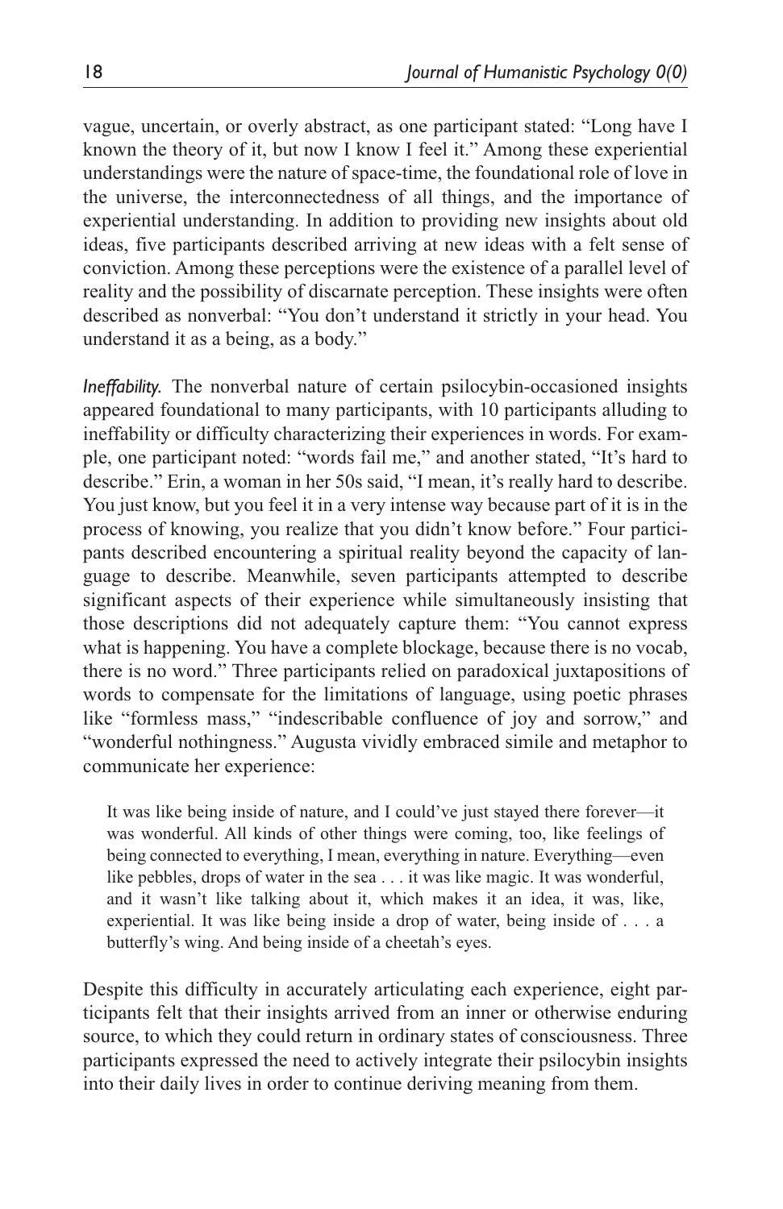vague, uncertain, or overly abstract, as one participant stated: "Long have I known the theory of it, but now I know I feel it." Among these experiential understandings were the nature of space-time, the foundational role of love in the universe, the interconnectedness of all things, and the importance of experiential understanding. In addition to providing new insights about old ideas, five participants described arriving at new ideas with a felt sense of conviction. Among these perceptions were the existence of a parallel level of reality and the possibility of discarnate perception. These insights were often described as nonverbal: "You don't understand it strictly in your head. You understand it as a being, as a body."

*Ineffability.* The nonverbal nature of certain psilocybin-occasioned insights appeared foundational to many participants, with 10 participants alluding to ineffability or difficulty characterizing their experiences in words. For example, one participant noted: "words fail me," and another stated, "It's hard to describe." Erin, a woman in her 50s said, "I mean, it's really hard to describe. You just know, but you feel it in a very intense way because part of it is in the process of knowing, you realize that you didn't know before." Four participants described encountering a spiritual reality beyond the capacity of language to describe. Meanwhile, seven participants attempted to describe significant aspects of their experience while simultaneously insisting that those descriptions did not adequately capture them: "You cannot express what is happening. You have a complete blockage, because there is no vocab, there is no word." Three participants relied on paradoxical juxtapositions of words to compensate for the limitations of language, using poetic phrases like "formless mass," "indescribable confluence of joy and sorrow," and "wonderful nothingness." Augusta vividly embraced simile and metaphor to communicate her experience:

> It was like being inside of nature, and I could've just stayed there forever—it was wonderful. All kinds of other things were coming, too, like feelings of being connected to everything, I mean, everything in nature. Everything—even like pebbles, drops of water in the sea . . . it was like magic. It was wonderful, and it wasn't like talking about it, which makes it an idea, it was, like, experiential. It was like being inside a drop of water, being inside of . . . a butterfly's wing. And being inside of a cheetah's eyes.

Despite this difficulty in accurately articulating each experience, eight participants felt that their insights arrived from an inner or otherwise enduring source, to which they could return in ordinary states of consciousness. Three participants expressed the need to actively integrate their psilocybin insights into their daily lives in order to continue deriving meaning from them.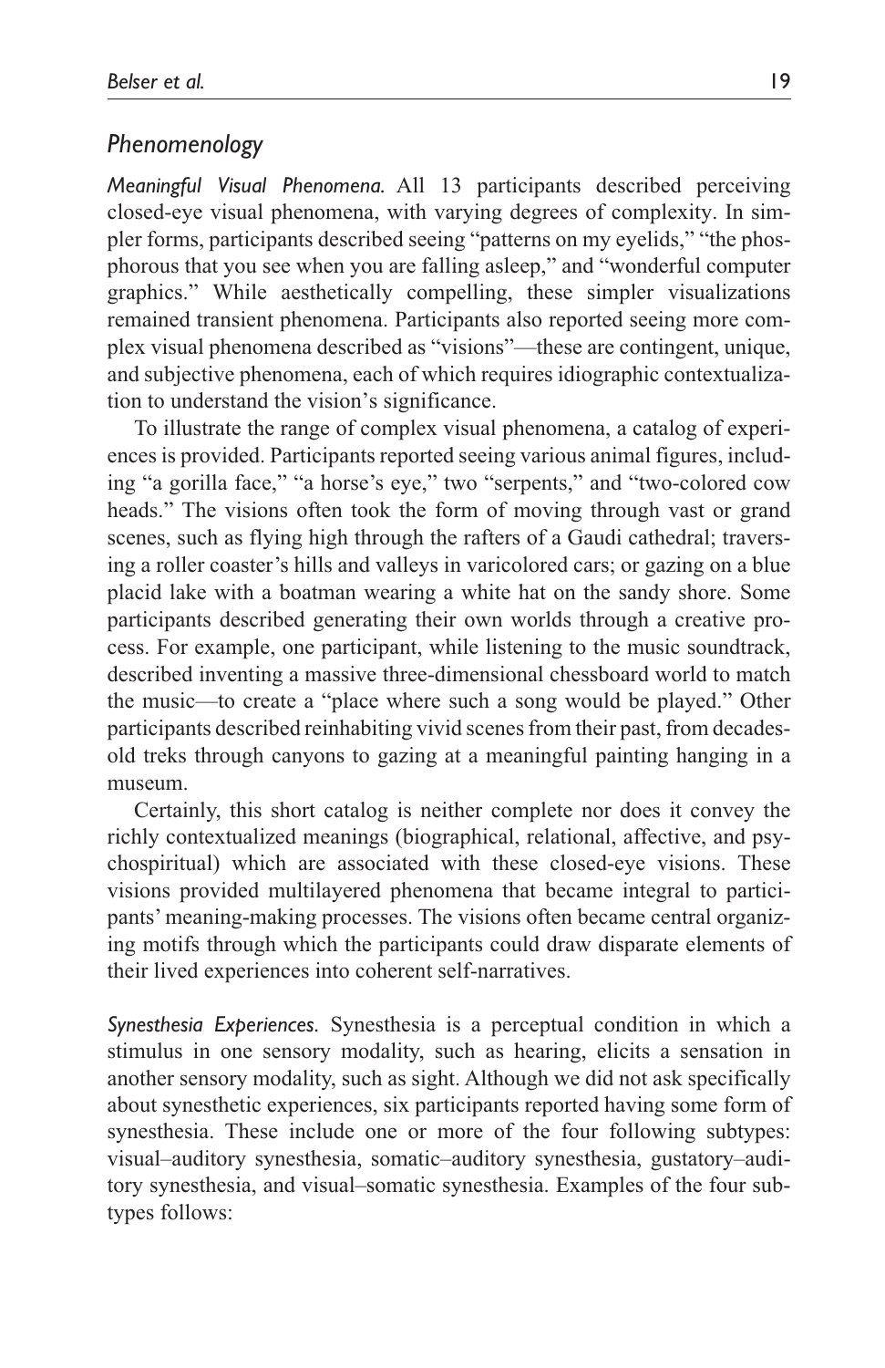## *Phenomenology*

*Meaningful Visual Phenomena.* All 13 participants described perceiving closed-eye visual phenomena, with varying degrees of complexity. In simpler forms, participants described seeing "patterns on my eyelids," "the phosphorous that you see when you are falling asleep," and "wonderful computer graphics." While aesthetically compelling, these simpler visualizations remained transient phenomena. Participants also reported seeing more complex visual phenomena described as "visions"—these are contingent, unique, and subjective phenomena, each of which requires idiographic contextualization to understand the vision's significance.

To illustrate the range of complex visual phenomena, a catalog of experiences is provided. Participants reported seeing various animal figures, including "a gorilla face," "a horse's eye," two "serpents," and "two-colored cow heads." The visions often took the form of moving through vast or grand scenes, such as flying high through the rafters of a Gaudi cathedral; traversing a roller coaster's hills and valleys in varicolored cars; or gazing on a blue placid lake with a boatman wearing a white hat on the sandy shore. Some participants described generating their own worlds through a creative process. For example, one participant, while listening to the music soundtrack, described inventing a massive three-dimensional chessboard world to match the music—to create a "place where such a song would be played." Other participants described reinhabiting vivid scenes from their past, from decades-old treks through canyons to gazing at a meaningful painting hanging in a museum.

Certainly, this short catalog is neither complete nor does it convey the richly contextualized meanings (biographical, relational, affective, and psychospiritual) which are associated with these closed-eye visions. These visions provided multilayered phenomena that became integral to participants' meaning-making processes. The visions often became central organizing motifs through which the participants could draw disparate elements of their lived experiences into coherent self-narratives.

*Synesthesia Experiences.* Synesthesia is a perceptual condition in which a stimulus in one sensory modality, such as hearing, elicits a sensation in another sensory modality, such as sight. Although we did not ask specifically about synesthetic experiences, six participants reported having some form of synesthesia. These include one or more of the four following subtypes: visual–auditory synesthesia, somatic–auditory synesthesia, gustatory–auditory synesthesia, and visual–somatic synesthesia. Examples of the four subtypes follows: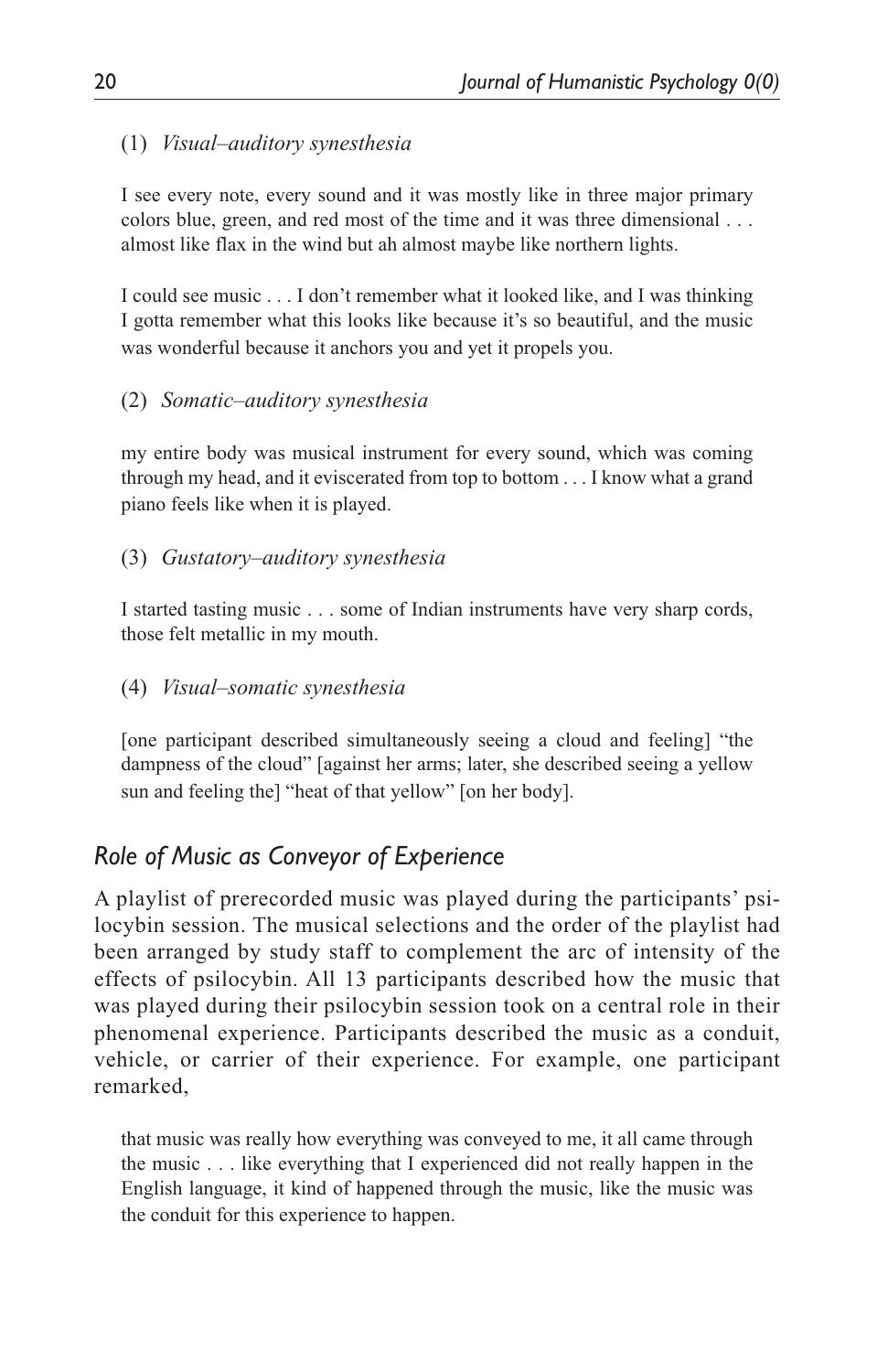(1) *Visual–auditory synesthesia*

> I see every note, every sound and it was mostly like in three major primary colors blue, green, and red most of the time and it was three dimensional . . . almost like flax in the wind but ah almost maybe like northern lights.
>
> I could see music . . . I don't remember what it looked like, and I was thinking I gotta remember what this looks like because it's so beautiful, and the music was wonderful because it anchors you and yet it propels you.

(2) *Somatic–auditory synesthesia*

> my entire body was musical instrument for every sound, which was coming through my head, and it eviscerated from top to bottom . . . I know what a grand piano feels like when it is played.

(3) *Gustatory–auditory synesthesia*

> I started tasting music . . . some of Indian instruments have very sharp cords, those felt metallic in my mouth.

(4) *Visual–somatic synesthesia*

> [one participant described simultaneously seeing a cloud and feeling] "the dampness of the cloud" [against her arms; later, she described seeing a yellow sun and feeling the] "heat of that yellow" [on her body].

## *Role of Music as Conveyor of Experience*

A playlist of prerecorded music was played during the participants' psilocybin session. The musical selections and the order of the playlist had been arranged by study staff to complement the arc of intensity of the effects of psilocybin. All 13 participants described how the music that was played during their psilocybin session took on a central role in their phenomenal experience. Participants described the music as a conduit, vehicle, or carrier of their experience. For example, one participant remarked,

> that music was really how everything was conveyed to me, it all came through the music . . . like everything that I experienced did not really happen in the English language, it kind of happened through the music, like the music was the conduit for this experience to happen.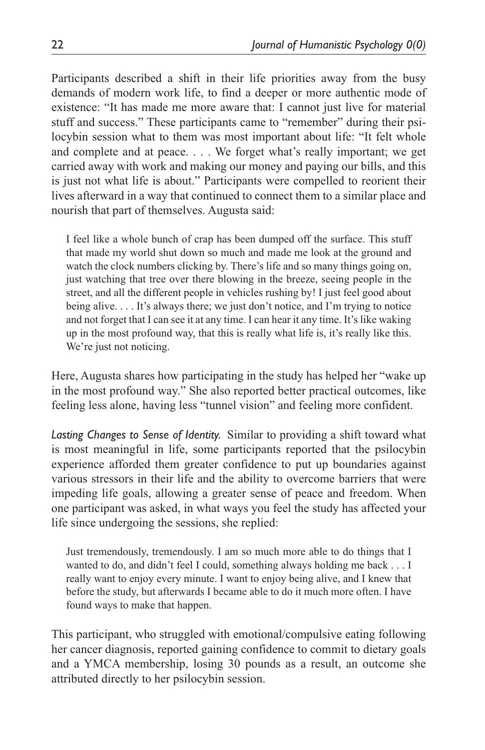Participants described a shift in their life priorities away from the busy demands of modern work life, to find a deeper or more authentic mode of existence: "It has made me more aware that: I cannot just live for material stuff and success." These participants came to "remember" during their psilocybin session what to them was most important about life: "It felt whole and complete and at peace. . . . We forget what's really important; we get carried away with work and making our money and paying our bills, and this is just not what life is about." Participants were compelled to reorient their lives afterward in a way that continued to connect them to a similar place and nourish that part of themselves. Augusta said:

> I feel like a whole bunch of crap has been dumped off the surface. This stuff that made my world shut down so much and made me look at the ground and watch the clock numbers clicking by. There's life and so many things going on, just watching that tree over there blowing in the breeze, seeing people in the street, and all the different people in vehicles rushing by! I just feel good about being alive. . . . It's always there; we just don't notice, and I'm trying to notice and not forget that I can see it at any time. I can hear it any time. It's like waking up in the most profound way, that this is really what life is, it's really like this. We're just not noticing.

Here, Augusta shares how participating in the study has helped her "wake up in the most profound way." She also reported better practical outcomes, like feeling less alone, having less "tunnel vision" and feeling more confident.

*Lasting Changes to Sense of Identity.* Similar to providing a shift toward what is most meaningful in life, some participants reported that the psilocybin experience afforded them greater confidence to put up boundaries against various stressors in their life and the ability to overcome barriers that were impeding life goals, allowing a greater sense of peace and freedom. When one participant was asked, in what ways you feel the study has affected your life since undergoing the sessions, she replied:

> Just tremendously, tremendously. I am so much more able to do things that I wanted to do, and didn't feel I could, something always holding me back . . . I really want to enjoy every minute. I want to enjoy being alive, and I knew that before the study, but afterwards I became able to do it much more often. I have found ways to make that happen.

This participant, who struggled with emotional/compulsive eating following her cancer diagnosis, reported gaining confidence to commit to dietary goals and a YMCA membership, losing 30 pounds as a result, an outcome she attributed directly to her psilocybin session.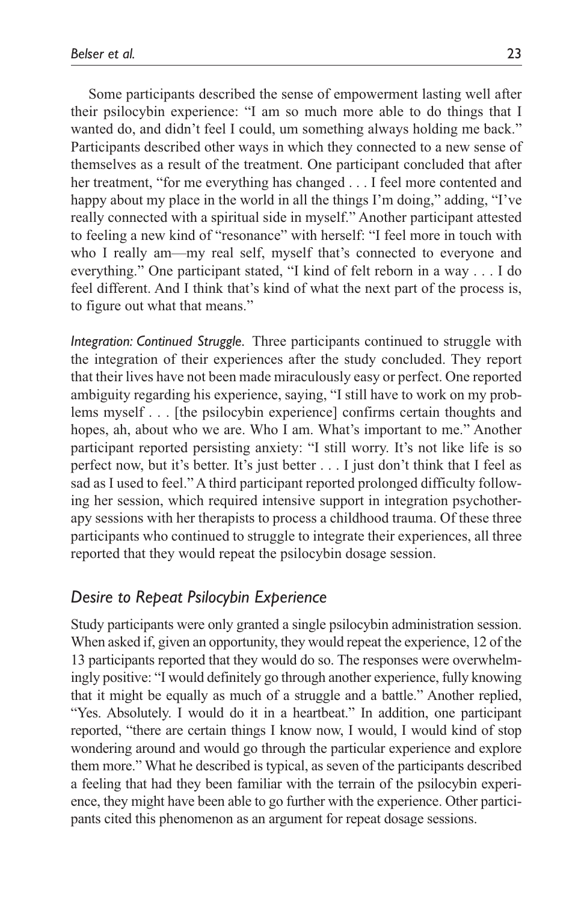Some participants described the sense of empowerment lasting well after their psilocybin experience: "I am so much more able to do things that I wanted do, and didn't feel I could, um something always holding me back." Participants described other ways in which they connected to a new sense of themselves as a result of the treatment. One participant concluded that after her treatment, "for me everything has changed . . . I feel more contented and happy about my place in the world in all the things I'm doing," adding, "I've really connected with a spiritual side in myself." Another participant attested to feeling a new kind of "resonance" with herself: "I feel more in touch with who I really am—my real self, myself that's connected to everyone and everything." One participant stated, "I kind of felt reborn in a way . . . I do feel different. And I think that's kind of what the next part of the process is, to figure out what that means."

*Integration: Continued Struggle.* Three participants continued to struggle with the integration of their experiences after the study concluded. They report that their lives have not been made miraculously easy or perfect. One reported ambiguity regarding his experience, saying, "I still have to work on my problems myself . . . [the psilocybin experience] confirms certain thoughts and hopes, ah, about who we are. Who I am. What's important to me." Another participant reported persisting anxiety: "I still worry. It's not like life is so perfect now, but it's better. It's just better . . . I just don't think that I feel as sad as I used to feel." A third participant reported prolonged difficulty following her session, which required intensive support in integration psychotherapy sessions with her therapists to process a childhood trauma. Of these three participants who continued to struggle to integrate their experiences, all three reported that they would repeat the psilocybin dosage session.

## *Desire to Repeat Psilocybin Experience*

Study participants were only granted a single psilocybin administration session. When asked if, given an opportunity, they would repeat the experience, 12 of the 13 participants reported that they would do so. The responses were overwhelmingly positive: "I would definitely go through another experience, fully knowing that it might be equally as much of a struggle and a battle." Another replied, "Yes. Absolutely. I would do it in a heartbeat." In addition, one participant reported, "there are certain things I know now, I would, I would kind of stop wondering around and would go through the particular experience and explore them more." What he described is typical, as seven of the participants described a feeling that had they been familiar with the terrain of the psilocybin experience, they might have been able to go further with the experience. Other participants cited this phenomenon as an argument for repeat dosage sessions.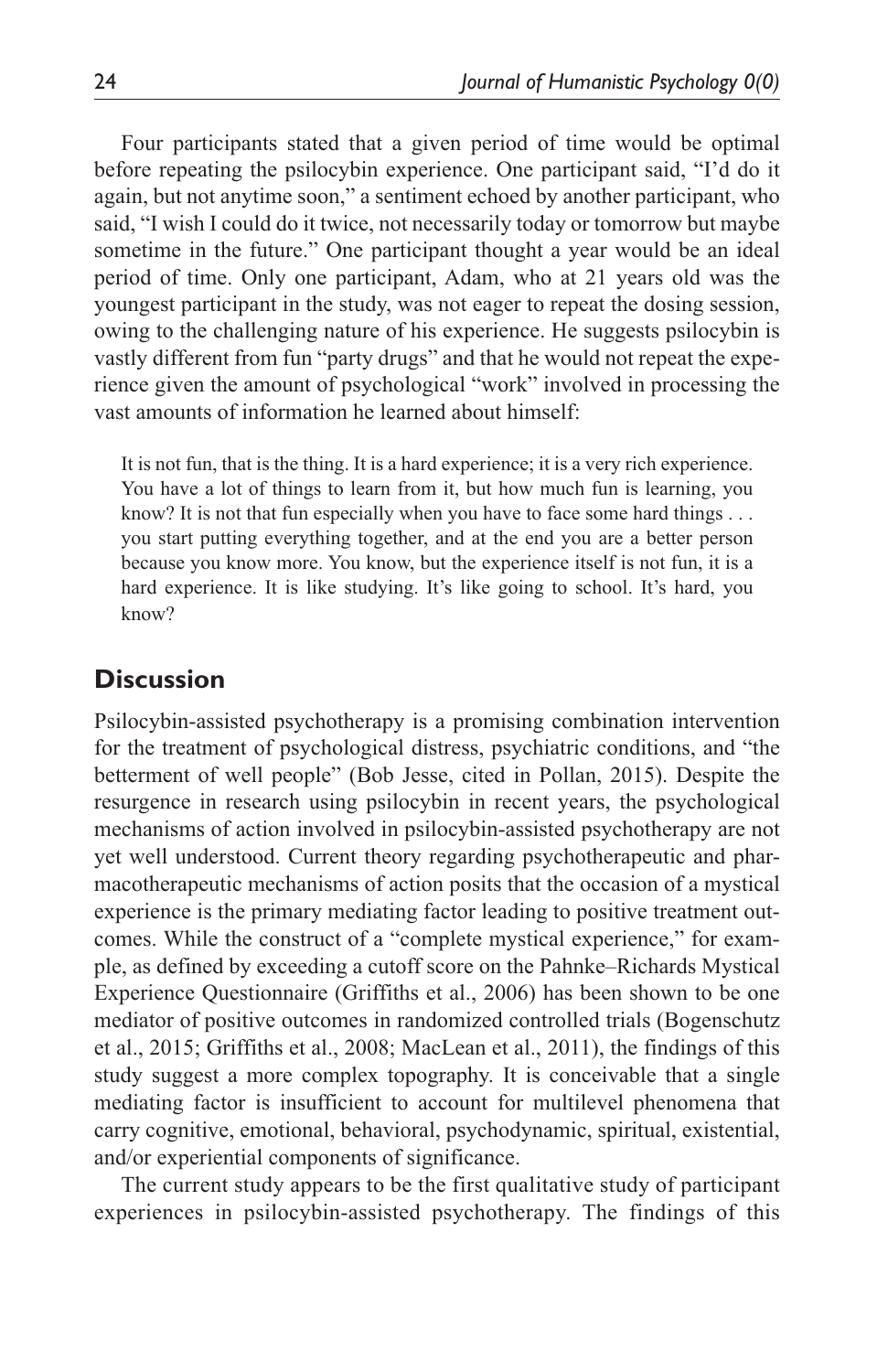Four participants stated that a given period of time would be optimal before repeating the psilocybin experience. One participant said, "I'd do it again, but not anytime soon," a sentiment echoed by another participant, who said, "I wish I could do it twice, not necessarily today or tomorrow but maybe sometime in the future." One participant thought a year would be an ideal period of time. Only one participant, Adam, who at 21 years old was the youngest participant in the study, was not eager to repeat the dosing session, owing to the challenging nature of his experience. He suggests psilocybin is vastly different from fun "party drugs" and that he would not repeat the experience given the amount of psychological "work" involved in processing the vast amounts of information he learned about himself:

> It is not fun, that is the thing. It is a hard experience; it is a very rich experience. You have a lot of things to learn from it, but how much fun is learning, you know? It is not that fun especially when you have to face some hard things . . . you start putting everything together, and at the end you are a better person because you know more. You know, but the experience itself is not fun, it is a hard experience. It is like studying. It's like going to school. It's hard, you know?

## Discussion

Psilocybin-assisted psychotherapy is a promising combination intervention for the treatment of psychological distress, psychiatric conditions, and "the betterment of well people" (Bob Jesse, cited in Pollan, 2015). Despite the resurgence in research using psilocybin in recent years, the psychological mechanisms of action involved in psilocybin-assisted psychotherapy are not yet well understood. Current theory regarding psychotherapeutic and pharmacotherapeutic mechanisms of action posits that the occasion of a mystical experience is the primary mediating factor leading to positive treatment outcomes. While the construct of a "complete mystical experience," for example, as defined by exceeding a cutoff score on the Pahnke–Richards Mystical Experience Questionnaire (Griffiths et al., 2006) has been shown to be one mediator of positive outcomes in randomized controlled trials (Bogenschutz et al., 2015; Griffiths et al., 2008; MacLean et al., 2011), the findings of this study suggest a more complex topography. It is conceivable that a single mediating factor is insufficient to account for multilevel phenomena that carry cognitive, emotional, behavioral, psychodynamic, spiritual, existential, and/or experiential components of significance.

The current study appears to be the first qualitative study of participant experiences in psilocybin-assisted psychotherapy. The findings of this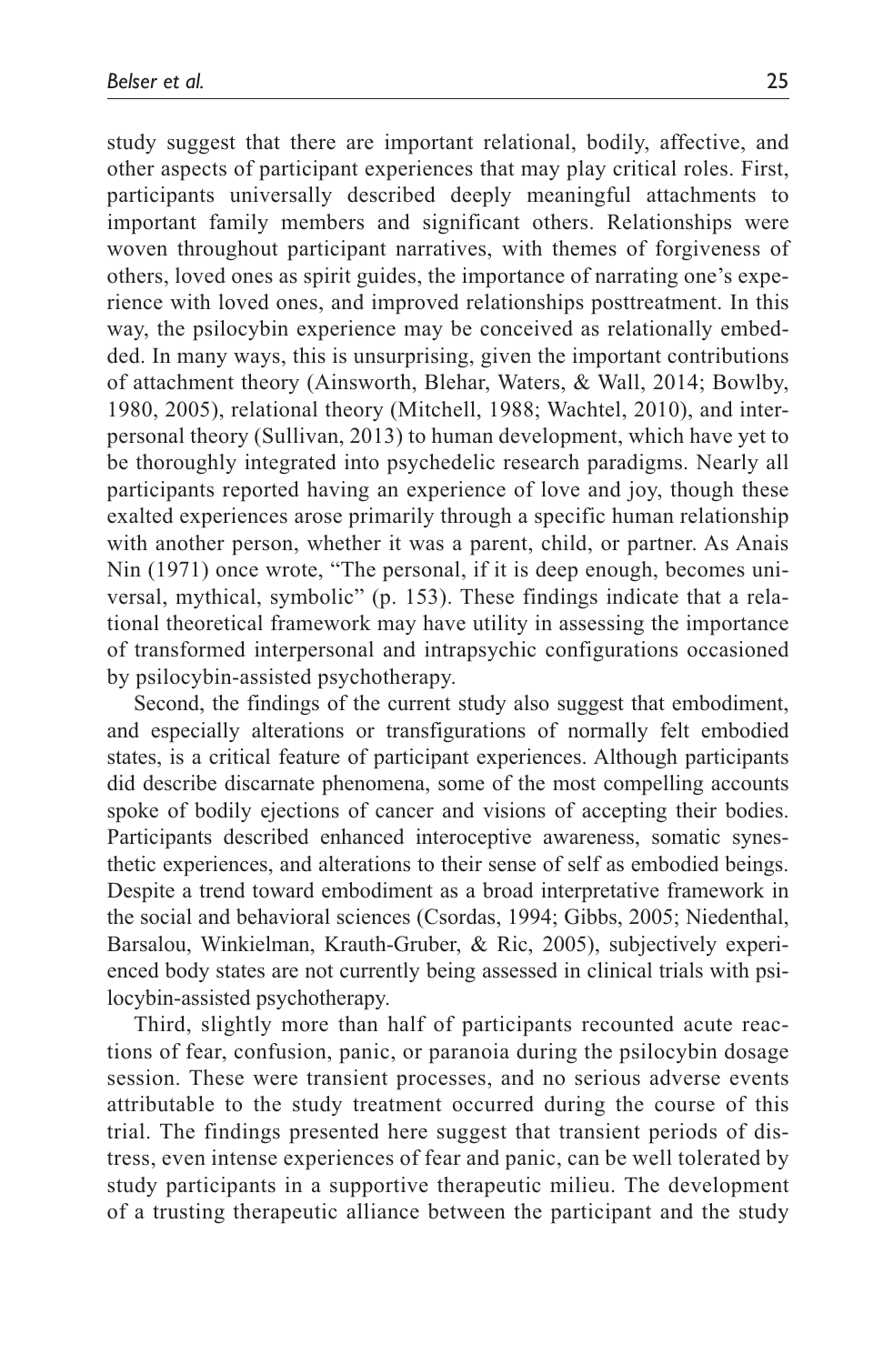study suggest that there are important relational, bodily, affective, and other aspects of participant experiences that may play critical roles. First, participants universally described deeply meaningful attachments to important family members and significant others. Relationships were woven throughout participant narratives, with themes of forgiveness of others, loved ones as spirit guides, the importance of narrating one's experience with loved ones, and improved relationships posttreatment. In this way, the psilocybin experience may be conceived as relationally embedded. In many ways, this is unsurprising, given the important contributions of attachment theory (Ainsworth, Blehar, Waters, & Wall, 2014; Bowlby, 1980, 2005), relational theory (Mitchell, 1988; Wachtel, 2010), and interpersonal theory (Sullivan, 2013) to human development, which have yet to be thoroughly integrated into psychedelic research paradigms. Nearly all participants reported having an experience of love and joy, though these exalted experiences arose primarily through a specific human relationship with another person, whether it was a parent, child, or partner. As Anais Nin (1971) once wrote, "The personal, if it is deep enough, becomes universal, mythical, symbolic" (p. 153). These findings indicate that a relational theoretical framework may have utility in assessing the importance of transformed interpersonal and intrapsychic configurations occasioned by psilocybin-assisted psychotherapy.

Second, the findings of the current study also suggest that embodiment, and especially alterations or transfigurations of normally felt embodied states, is a critical feature of participant experiences. Although participants did describe discarnate phenomena, some of the most compelling accounts spoke of bodily ejections of cancer and visions of accepting their bodies. Participants described enhanced interoceptive awareness, somatic synesthetic experiences, and alterations to their sense of self as embodied beings. Despite a trend toward embodiment as a broad interpretative framework in the social and behavioral sciences (Csordas, 1994; Gibbs, 2005; Niedenthal, Barsalou, Winkielman, Krauth-Gruber, & Ric, 2005), subjectively experienced body states are not currently being assessed in clinical trials with psilocybin-assisted psychotherapy.

Third, slightly more than half of participants recounted acute reactions of fear, confusion, panic, or paranoia during the psilocybin dosage session. These were transient processes, and no serious adverse events attributable to the study treatment occurred during the course of this trial. The findings presented here suggest that transient periods of distress, even intense experiences of fear and panic, can be well tolerated by study participants in a supportive therapeutic milieu. The development of a trusting therapeutic alliance between the participant and the study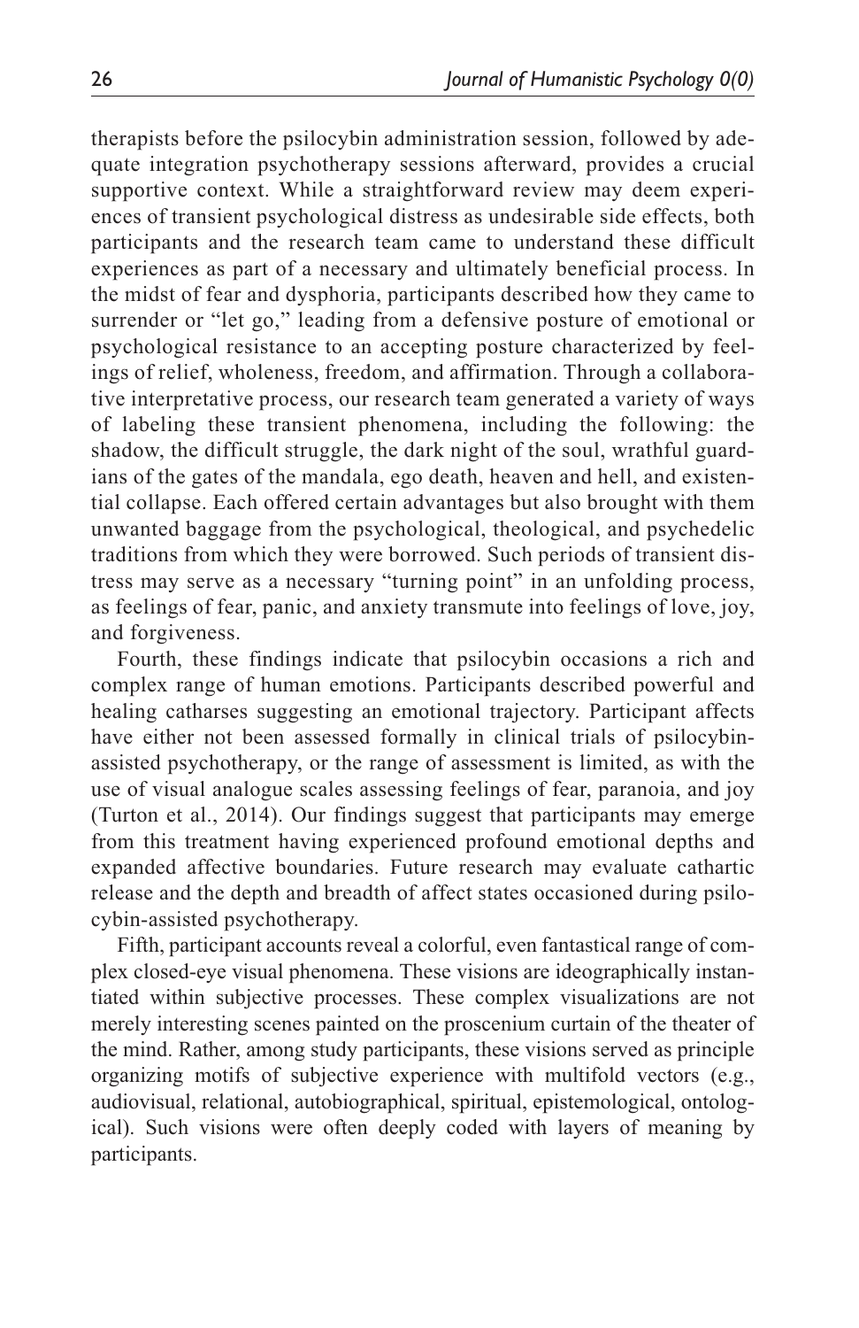therapists before the psilocybin administration session, followed by adequate integration psychotherapy sessions afterward, provides a crucial supportive context. While a straightforward review may deem experiences of transient psychological distress as undesirable side effects, both participants and the research team came to understand these difficult experiences as part of a necessary and ultimately beneficial process. In the midst of fear and dysphoria, participants described how they came to surrender or "let go," leading from a defensive posture of emotional or psychological resistance to an accepting posture characterized by feelings of relief, wholeness, freedom, and affirmation. Through a collaborative interpretative process, our research team generated a variety of ways of labeling these transient phenomena, including the following: the shadow, the difficult struggle, the dark night of the soul, wrathful guardians of the gates of the mandala, ego death, heaven and hell, and existential collapse. Each offered certain advantages but also brought with them unwanted baggage from the psychological, theological, and psychedelic traditions from which they were borrowed. Such periods of transient distress may serve as a necessary "turning point" in an unfolding process, as feelings of fear, panic, and anxiety transmute into feelings of love, joy, and forgiveness.

Fourth, these findings indicate that psilocybin occasions a rich and complex range of human emotions. Participants described powerful and healing catharses suggesting an emotional trajectory. Participant affects have either not been assessed formally in clinical trials of psilocybin-assisted psychotherapy, or the range of assessment is limited, as with the use of visual analogue scales assessing feelings of fear, paranoia, and joy (Turton et al., 2014). Our findings suggest that participants may emerge from this treatment having experienced profound emotional depths and expanded affective boundaries. Future research may evaluate cathartic release and the depth and breadth of affect states occasioned during psilocybin-assisted psychotherapy.

Fifth, participant accounts reveal a colorful, even fantastical range of complex closed-eye visual phenomena. These visions are ideographically instantiated within subjective processes. These complex visualizations are not merely interesting scenes painted on the proscenium curtain of the theater of the mind. Rather, among study participants, these visions served as principle organizing motifs of subjective experience with multifold vectors (e.g., audiovisual, relational, autobiographical, spiritual, epistemological, ontological). Such visions were often deeply coded with layers of meaning by participants.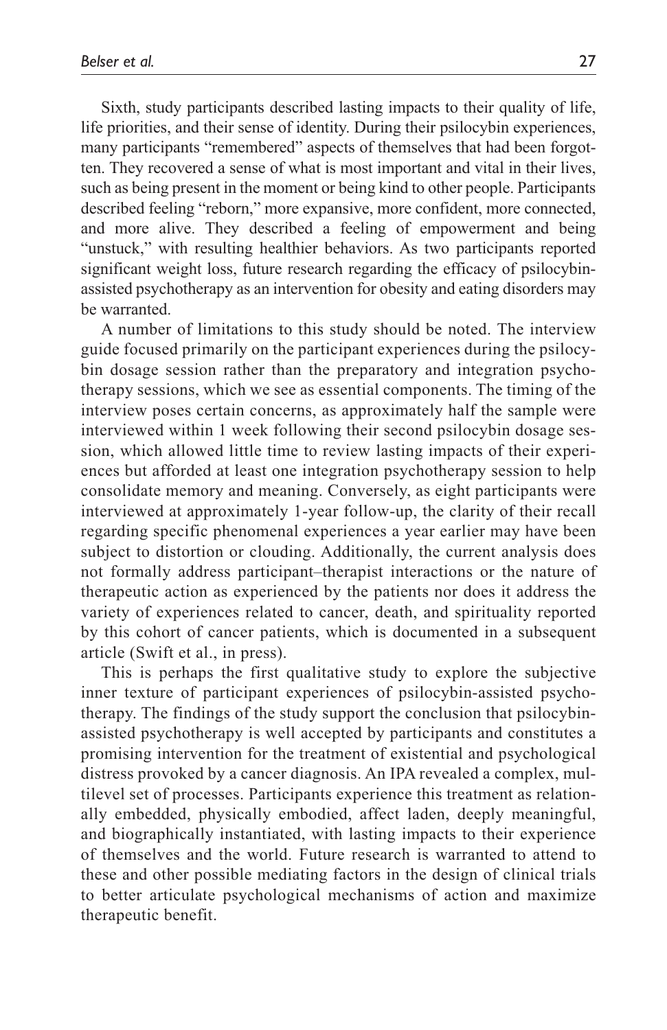Sixth, study participants described lasting impacts to their quality of life, life priorities, and their sense of identity. During their psilocybin experiences, many participants "remembered" aspects of themselves that had been forgotten. They recovered a sense of what is most important and vital in their lives, such as being present in the moment or being kind to other people. Participants described feeling "reborn," more expansive, more confident, more connected, and more alive. They described a feeling of empowerment and being "unstuck," with resulting healthier behaviors. As two participants reported significant weight loss, future research regarding the efficacy of psilocybin-assisted psychotherapy as an intervention for obesity and eating disorders may be warranted.

A number of limitations to this study should be noted. The interview guide focused primarily on the participant experiences during the psilocybin dosage session rather than the preparatory and integration psychotherapy sessions, which we see as essential components. The timing of the interview poses certain concerns, as approximately half the sample were interviewed within 1 week following their second psilocybin dosage session, which allowed little time to review lasting impacts of their experiences but afforded at least one integration psychotherapy session to help consolidate memory and meaning. Conversely, as eight participants were interviewed at approximately 1-year follow-up, the clarity of their recall regarding specific phenomenal experiences a year earlier may have been subject to distortion or clouding. Additionally, the current analysis does not formally address participant–therapist interactions or the nature of therapeutic action as experienced by the patients nor does it address the variety of experiences related to cancer, death, and spirituality reported by this cohort of cancer patients, which is documented in a subsequent article (Swift et al., in press).

This is perhaps the first qualitative study to explore the subjective inner texture of participant experiences of psilocybin-assisted psychotherapy. The findings of the study support the conclusion that psilocybin-assisted psychotherapy is well accepted by participants and constitutes a promising intervention for the treatment of existential and psychological distress provoked by a cancer diagnosis. An IPA revealed a complex, multilevel set of processes. Participants experience this treatment as relationally embedded, physically embodied, affect laden, deeply meaningful, and biographically instantiated, with lasting impacts to their experience of themselves and the world. Future research is warranted to attend to these and other possible mediating factors in the design of clinical trials to better articulate psychological mechanisms of action and maximize therapeutic benefit.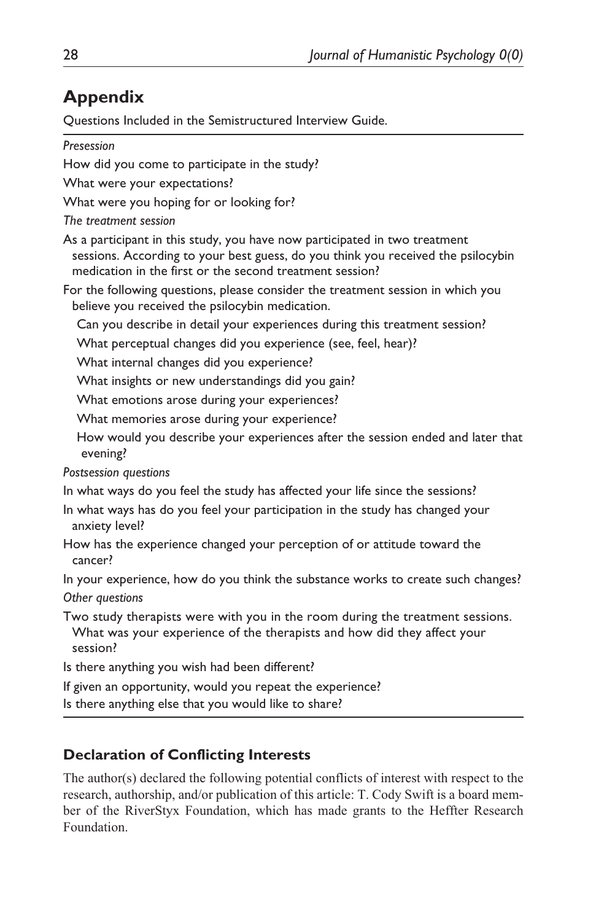## Appendix

Questions Included in the Semistructured Interview Guide.

*Presession*

How did you come to participate in the study?

What were your expectations?

What were you hoping for or looking for?

*The treatment session*

As a participant in this study, you have now participated in two treatment sessions. According to your best guess, do you think you received the psilocybin medication in the first or the second treatment session?

For the following questions, please consider the treatment session in which you believe you received the psilocybin medication.

- Can you describe in detail your experiences during this treatment session?
- What perceptual changes did you experience (see, feel, hear)?
- What internal changes did you experience?
- What insights or new understandings did you gain?
- What emotions arose during your experiences?
- What memories arose during your experience?
- How would you describe your experiences after the session ended and later that evening?

*Postsession questions*

In what ways do you feel the study has affected your life since the sessions?

In what ways has do you feel your participation in the study has changed your anxiety level?

How has the experience changed your perception of or attitude toward the cancer?

In your experience, how do you think the substance works to create such changes?

*Other questions*

Two study therapists were with you in the room during the treatment sessions. What was your experience of the therapists and how did they affect your session?

Is there anything you wish had been different?

If given an opportunity, would you repeat the experience?

Is there anything else that you would like to share?

### Declaration of Conflicting Interests

The author(s) declared the following potential conflicts of interest with respect to the research, authorship, and/or publication of this article: T. Cody Swift is a board member of the RiverStyx Foundation, which has made grants to the Heffter Research Foundation.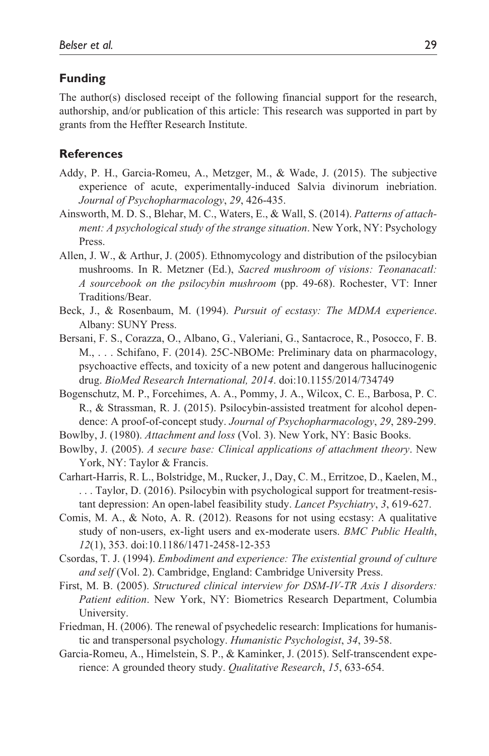## Funding

The author(s) disclosed receipt of the following financial support for the research, authorship, and/or publication of this article: This research was supported in part by grants from the Heffter Research Institute.

## References

Addy, P. H., Garcia-Romeu, A., Metzger, M., & Wade, J. (2015). The subjective experience of acute, experimentally-induced Salvia divinorum inebriation. *Journal of Psychopharmacology*, *29*, 426-435.

Ainsworth, M. D. S., Blehar, M. C., Waters, E., & Wall, S. (2014). *Patterns of attachment: A psychological study of the strange situation*. New York, NY: Psychology Press.

Allen, J. W., & Arthur, J. (2005). Ethnomycology and distribution of the psilocybian mushrooms. In R. Metzner (Ed.), *Sacred mushroom of visions: Teonanacatl: A sourcebook on the psilocybin mushroom* (pp. 49-68). Rochester, VT: Inner Traditions/Bear.

Beck, J., & Rosenbaum, M. (1994). *Pursuit of ecstasy: The MDMA experience*. Albany: SUNY Press.

Bersani, F. S., Corazza, O., Albano, G., Valeriani, G., Santacroce, R., Posocco, F. B. M., . . . Schifano, F. (2014). 25C-NBOMe: Preliminary data on pharmacology, psychoactive effects, and toxicity of a new potent and dangerous hallucinogenic drug. *BioMed Research International, 2014*. doi:10.1155/2014/734749

Bogenschutz, M. P., Forcehimes, A. A., Pommy, J. A., Wilcox, C. E., Barbosa, P. C. R., & Strassman, R. J. (2015). Psilocybin-assisted treatment for alcohol dependence: A proof-of-concept study. *Journal of Psychopharmacology*, *29*, 289-299.

Bowlby, J. (1980). *Attachment and loss* (Vol. 3). New York, NY: Basic Books.

Bowlby, J. (2005). *A secure base: Clinical applications of attachment theory*. New York, NY: Taylor & Francis.

Carhart-Harris, R. L., Bolstridge, M., Rucker, J., Day, C. M., Erritzoe, D., Kaelen, M., . . . Taylor, D. (2016). Psilocybin with psychological support for treatment-resistant depression: An open-label feasibility study. *Lancet Psychiatry*, *3*, 619-627.

Comis, M. A., & Noto, A. R. (2012). Reasons for not using ecstasy: A qualitative study of non-users, ex-light users and ex-moderate users. *BMC Public Health*, *12*(1), 353. doi:10.1186/1471-2458-12-353

Csordas, T. J. (1994). *Embodiment and experience: The existential ground of culture and self* (Vol. 2). Cambridge, England: Cambridge University Press.

First, M. B. (2005). *Structured clinical interview for DSM-IV-TR Axis I disorders: Patient edition*. New York, NY: Biometrics Research Department, Columbia University.

Friedman, H. (2006). The renewal of psychedelic research: Implications for humanistic and transpersonal psychology. *Humanistic Psychologist*, *34*, 39-58.

Garcia-Romeu, A., Himelstein, S. P., & Kaminker, J. (2015). Self-transcendent experience: A grounded theory study. *Qualitative Research*, *15*, 633-654.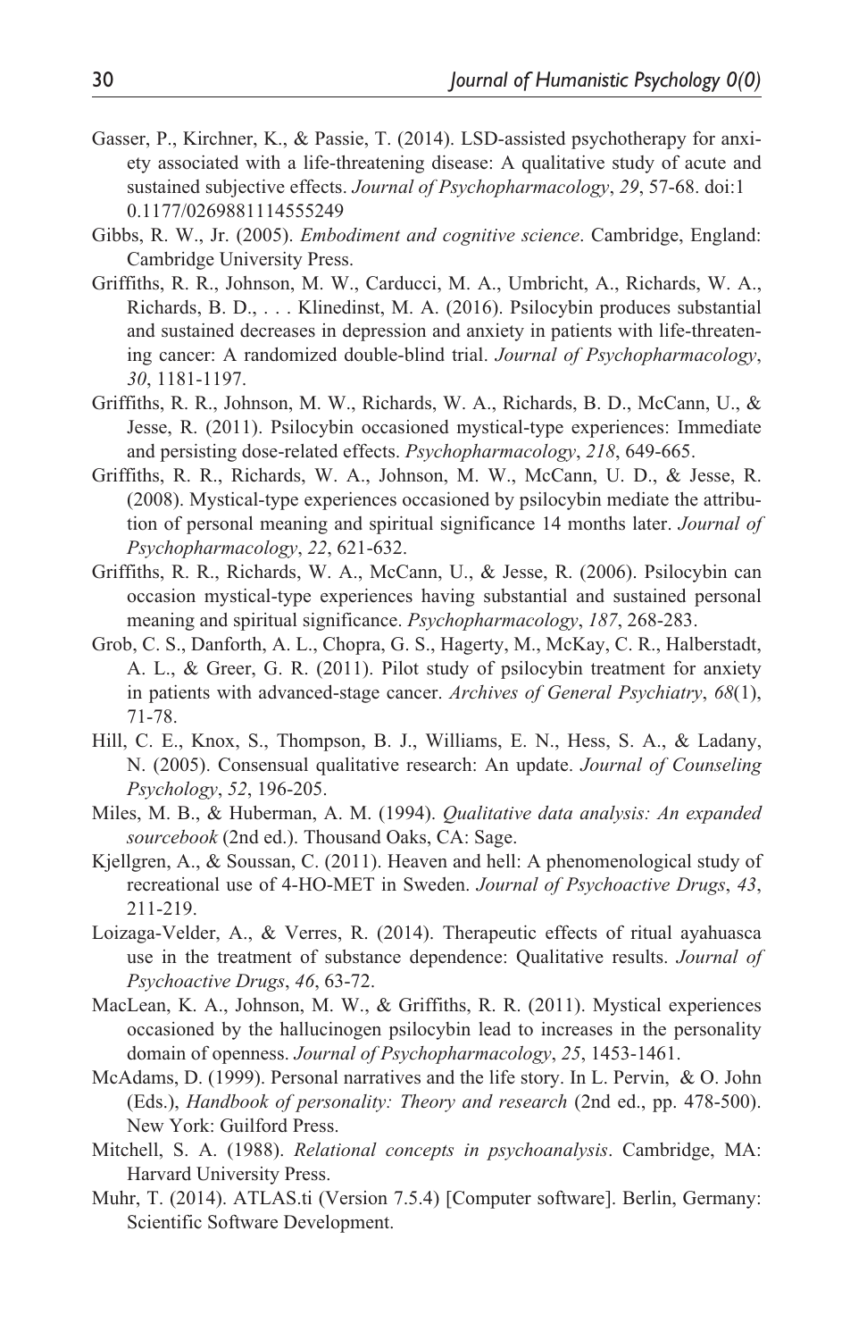Gasser, P., Kirchner, K., & Passie, T. (2014). LSD-assisted psychotherapy for anxiety associated with a life-threatening disease: A qualitative study of acute and sustained subjective effects. *Journal of Psychopharmacology*, *29*, 57-68. doi:10.1177/0269881114555249

Gibbs, R. W., Jr. (2005). *Embodiment and cognitive science*. Cambridge, England: Cambridge University Press.

Griffiths, R. R., Johnson, M. W., Carducci, M. A., Umbricht, A., Richards, W. A., Richards, B. D., . . . Klinedinst, M. A. (2016). Psilocybin produces substantial and sustained decreases in depression and anxiety in patients with life-threatening cancer: A randomized double-blind trial. *Journal of Psychopharmacology*, *30*, 1181-1197.

Griffiths, R. R., Johnson, M. W., Richards, W. A., Richards, B. D., McCann, U., & Jesse, R. (2011). Psilocybin occasioned mystical-type experiences: Immediate and persisting dose-related effects. *Psychopharmacology*, *218*, 649-665.

Griffiths, R. R., Richards, W. A., Johnson, M. W., McCann, U. D., & Jesse, R. (2008). Mystical-type experiences occasioned by psilocybin mediate the attribution of personal meaning and spiritual significance 14 months later. *Journal of Psychopharmacology*, *22*, 621-632.

Griffiths, R. R., Richards, W. A., McCann, U., & Jesse, R. (2006). Psilocybin can occasion mystical-type experiences having substantial and sustained personal meaning and spiritual significance. *Psychopharmacology*, *187*, 268-283.

Grob, C. S., Danforth, A. L., Chopra, G. S., Hagerty, M., McKay, C. R., Halberstadt, A. L., & Greer, G. R. (2011). Pilot study of psilocybin treatment for anxiety in patients with advanced-stage cancer. *Archives of General Psychiatry*, *68*(1), 71-78.

Hill, C. E., Knox, S., Thompson, B. J., Williams, E. N., Hess, S. A., & Ladany, N. (2005). Consensual qualitative research: An update. *Journal of Counseling Psychology*, *52*, 196-205.

Miles, M. B., & Huberman, A. M. (1994). *Qualitative data analysis: An expanded sourcebook* (2nd ed.). Thousand Oaks, CA: Sage.

Kjellgren, A., & Soussan, C. (2011). Heaven and hell: A phenomenological study of recreational use of 4-HO-MET in Sweden. *Journal of Psychoactive Drugs*, *43*, 211-219.

Loizaga-Velder, A., & Verres, R. (2014). Therapeutic effects of ritual ayahuasca use in the treatment of substance dependence: Qualitative results. *Journal of Psychoactive Drugs*, *46*, 63-72.

MacLean, K. A., Johnson, M. W., & Griffiths, R. R. (2011). Mystical experiences occasioned by the hallucinogen psilocybin lead to increases in the personality domain of openness. *Journal of Psychopharmacology*, *25*, 1453-1461.

McAdams, D. (1999). Personal narratives and the life story. In L. Pervin, & O. John (Eds.), *Handbook of personality: Theory and research* (2nd ed., pp. 478-500). New York: Guilford Press.

Mitchell, S. A. (1988). *Relational concepts in psychoanalysis*. Cambridge, MA: Harvard University Press.

Muhr, T. (2014). ATLAS.ti (Version 7.5.4) [Computer software]. Berlin, Germany: Scientific Software Development.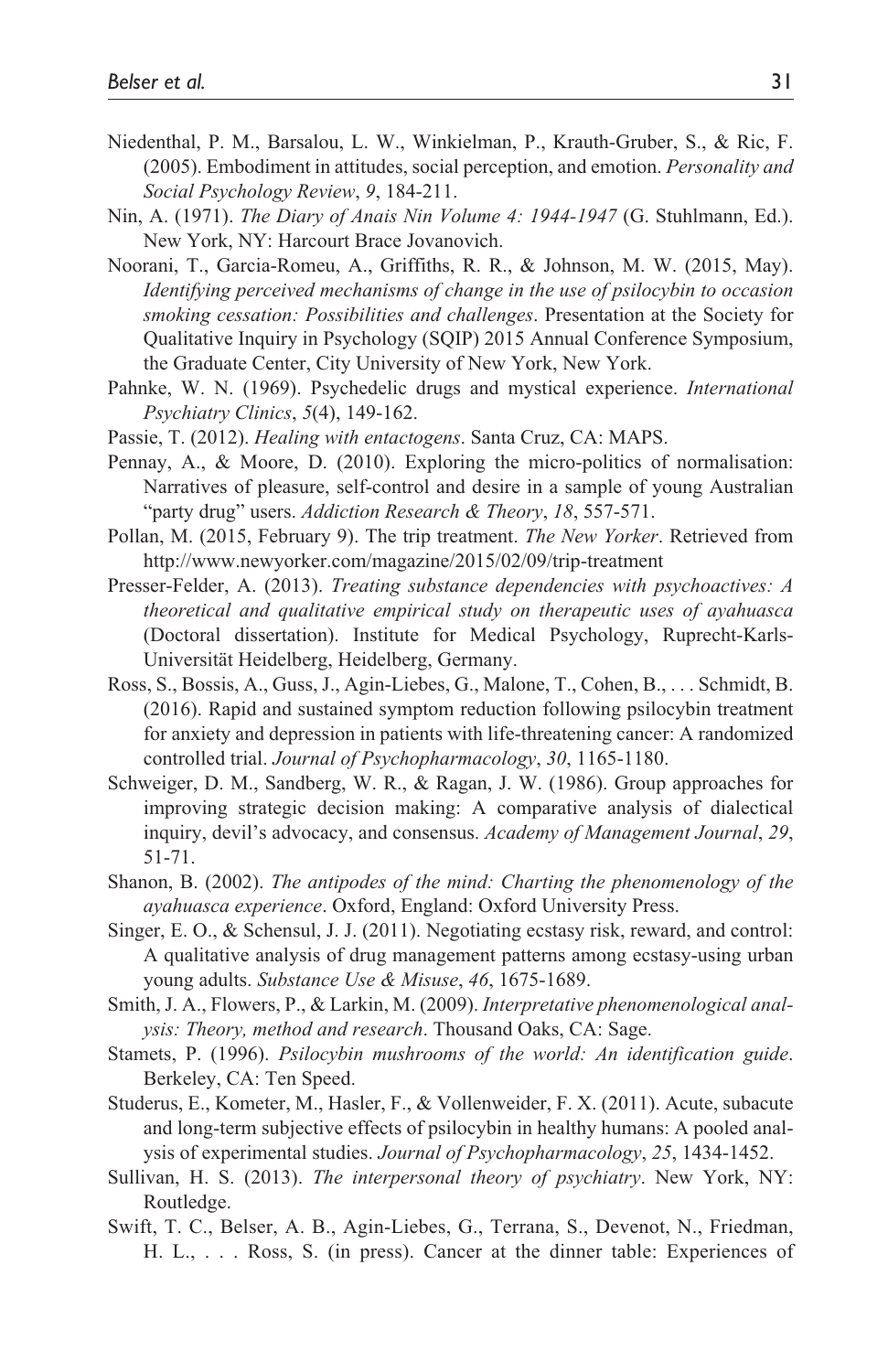Niedenthal, P. M., Barsalou, L. W., Winkielman, P., Krauth-Gruber, S., & Ric, F. (2005). Embodiment in attitudes, social perception, and emotion. *Personality and Social Psychology Review*, *9*, 184-211.

Nin, A. (1971). *The Diary of Anais Nin Volume 4: 1944-1947* (G. Stuhlmann, Ed.). New York, NY: Harcourt Brace Jovanovich.

Noorani, T., Garcia-Romeu, A., Griffiths, R. R., & Johnson, M. W. (2015, May). *Identifying perceived mechanisms of change in the use of psilocybin to occasion smoking cessation: Possibilities and challenges*. Presentation at the Society for Qualitative Inquiry in Psychology (SQIP) 2015 Annual Conference Symposium, the Graduate Center, City University of New York, New York.

Pahnke, W. N. (1969). Psychedelic drugs and mystical experience. *International Psychiatry Clinics*, *5*(4), 149-162.

Passie, T. (2012). *Healing with entactogens*. Santa Cruz, CA: MAPS.

Pennay, A., & Moore, D. (2010). Exploring the micro-politics of normalisation: Narratives of pleasure, self-control and desire in a sample of young Australian "party drug" users. *Addiction Research & Theory*, *18*, 557-571.

Pollan, M. (2015, February 9). The trip treatment. *The New Yorker*. Retrieved from http://www.newyorker.com/magazine/2015/02/09/trip-treatment

Presser-Felder, A. (2013). *Treating substance dependencies with psychoactives: A theoretical and qualitative empirical study on therapeutic uses of ayahuasca* (Doctoral dissertation). Institute for Medical Psychology, Ruprecht-Karls-Universität Heidelberg, Heidelberg, Germany.

Ross, S., Bossis, A., Guss, J., Agin-Liebes, G., Malone, T., Cohen, B., . . . Schmidt, B. (2016). Rapid and sustained symptom reduction following psilocybin treatment for anxiety and depression in patients with life-threatening cancer: A randomized controlled trial. *Journal of Psychopharmacology*, *30*, 1165-1180.

Schweiger, D. M., Sandberg, W. R., & Ragan, J. W. (1986). Group approaches for improving strategic decision making: A comparative analysis of dialectical inquiry, devil's advocacy, and consensus. *Academy of Management Journal*, *29*, 51-71.

Shanon, B. (2002). *The antipodes of the mind: Charting the phenomenology of the ayahuasca experience*. Oxford, England: Oxford University Press.

Singer, E. O., & Schensul, J. J. (2011). Negotiating ecstasy risk, reward, and control: A qualitative analysis of drug management patterns among ecstasy-using urban young adults. *Substance Use & Misuse*, *46*, 1675-1689.

Smith, J. A., Flowers, P., & Larkin, M. (2009). *Interpretative phenomenological analysis: Theory, method and research*. Thousand Oaks, CA: Sage.

Stamets, P. (1996). *Psilocybin mushrooms of the world: An identification guide*. Berkeley, CA: Ten Speed.

Studerus, E., Kometer, M., Hasler, F., & Vollenweider, F. X. (2011). Acute, subacute and long-term subjective effects of psilocybin in healthy humans: A pooled analysis of experimental studies. *Journal of Psychopharmacology*, *25*, 1434-1452.

Sullivan, H. S. (2013). *The interpersonal theory of psychiatry*. New York, NY: Routledge.

Swift, T. C., Belser, A. B., Agin-Liebes, G., Terrana, S., Devenot, N., Friedman, H. L., . . . Ross, S. (in press). Cancer at the dinner table: Experiences of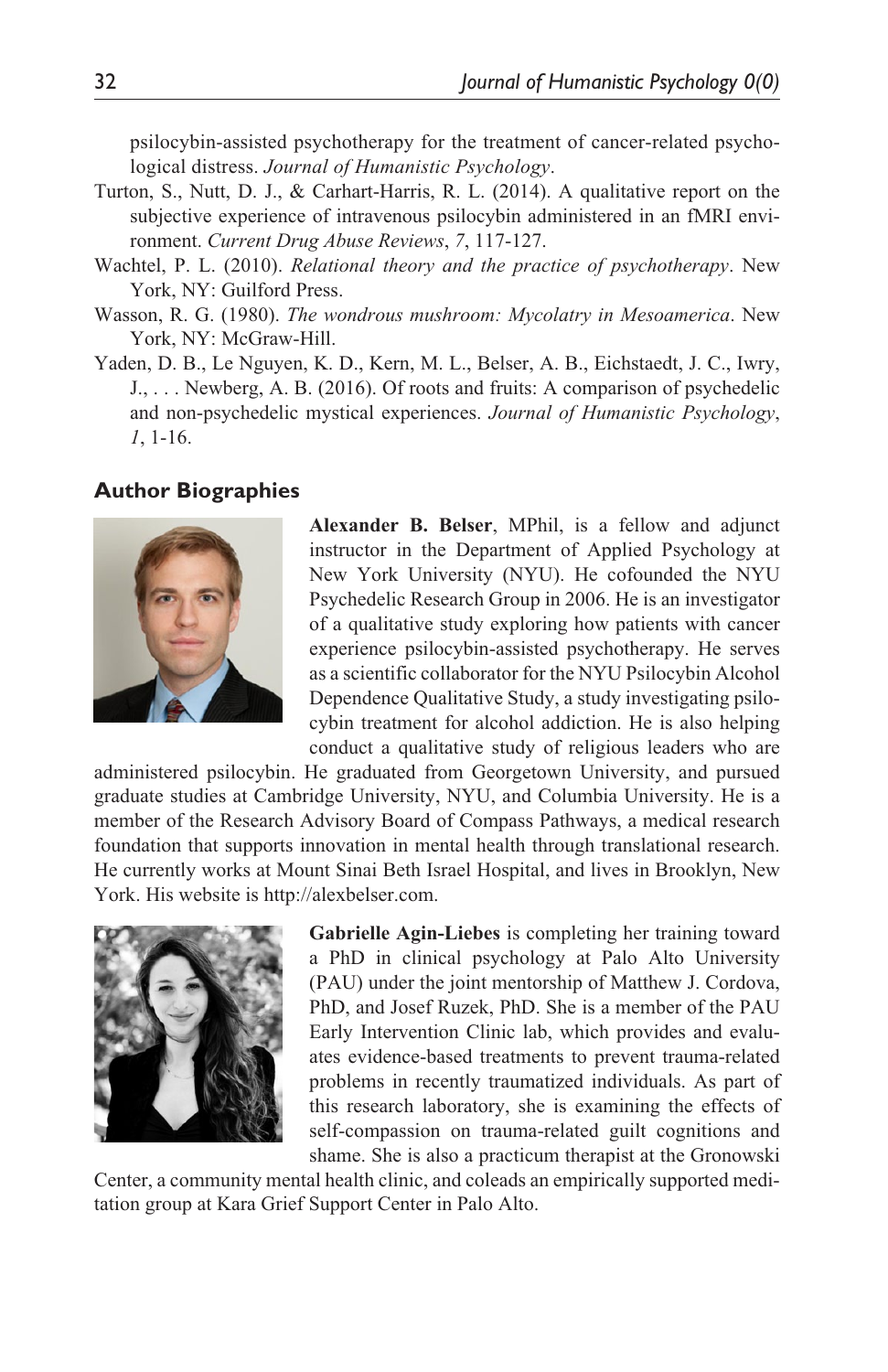psilocybin-assisted psychotherapy for the treatment of cancer-related psychological distress. *Journal of Humanistic Psychology*.

Turton, S., Nutt, D. J., & Carhart-Harris, R. L. (2014). A qualitative report on the subjective experience of intravenous psilocybin administered in an fMRI environment. *Current Drug Abuse Reviews*, *7*, 117-127.

Wachtel, P. L. (2010). *Relational theory and the practice of psychotherapy*. New York, NY: Guilford Press.

Wasson, R. G. (1980). *The wondrous mushroom: Mycolatry in Mesoamerica*. New York, NY: McGraw-Hill.

Yaden, D. B., Le Nguyen, K. D., Kern, M. L., Belser, A. B., Eichstaedt, J. C., Iwry, J., . . . Newberg, A. B. (2016). Of roots and fruits: A comparison of psychedelic and non-psychedelic mystical experiences. *Journal of Humanistic Psychology*, *1*, 1-16.

## Author Biographies

**Alexander B. Belser**, MPhil, is a fellow and adjunct instructor in the Department of Applied Psychology at New York University (NYU). He cofounded the NYU Psychedelic Research Group in 2006. He is an investigator of a qualitative study exploring how patients with cancer experience psilocybin-assisted psychotherapy. He serves as a scientific collaborator for the NYU Psilocybin Alcohol Dependence Qualitative Study, a study investigating psilocybin treatment for alcohol addiction. He is also helping conduct a qualitative study of religious leaders who are administered psilocybin. He graduated from Georgetown University, and pursued graduate studies at Cambridge University, NYU, and Columbia University. He is a member of the Research Advisory Board of Compass Pathways, a medical research foundation that supports innovation in mental health through translational research. He currently works at Mount Sinai Beth Israel Hospital, and lives in Brooklyn, New York. His website is http://alexbelser.com.

**Gabrielle Agin-Liebes** is completing her training toward a PhD in clinical psychology at Palo Alto University (PAU) under the joint mentorship of Matthew J. Cordova, PhD, and Josef Ruzek, PhD. She is a member of the PAU Early Intervention Clinic lab, which provides and evaluates evidence-based treatments to prevent trauma-related problems in recently traumatized individuals. As part of this research laboratory, she is examining the effects of self-compassion on trauma-related guilt cognitions and shame. She is also a practicum therapist at the Gronowski Center, a community mental health clinic, and coleads an empirically supported meditation group at Kara Grief Support Center in Palo Alto.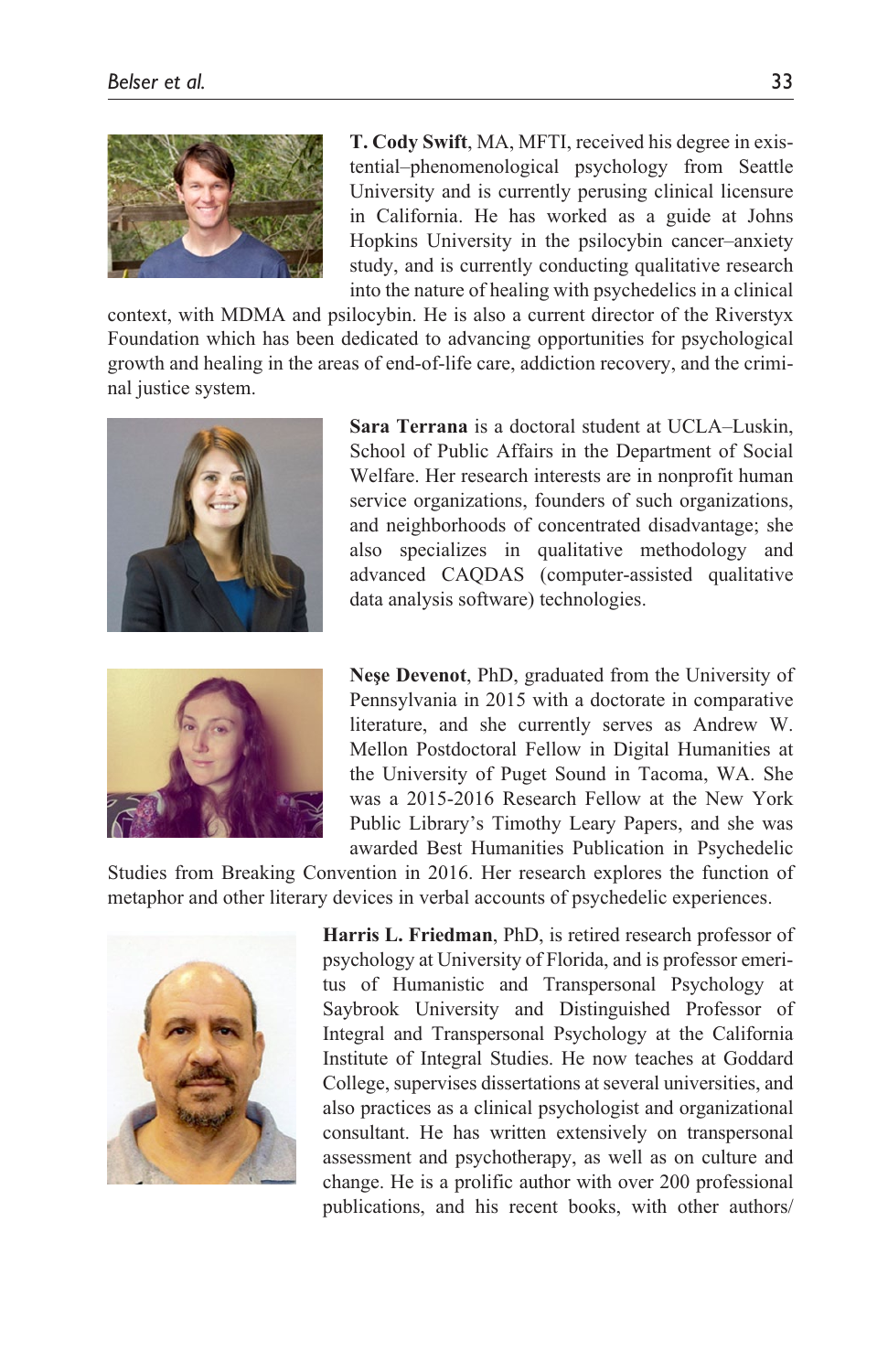**T. Cody Swift**, MA, MFTI, received his degree in existential–phenomenological psychology from Seattle University and is currently perusing clinical licensure in California. He has worked as a guide at Johns Hopkins University in the psilocybin cancer–anxiety study, and is currently conducting qualitative research into the nature of healing with psychedelics in a clinical context, with MDMA and psilocybin. He is also a current director of the Riverstyx Foundation which has been dedicated to advancing opportunities for psychological growth and healing in the areas of end-of-life care, addiction recovery, and the criminal justice system.

**Sara Terrana** is a doctoral student at UCLA–Luskin, School of Public Affairs in the Department of Social Welfare. Her research interests are in nonprofit human service organizations, founders of such organizations, and neighborhoods of concentrated disadvantage; she also specializes in qualitative methodology and advanced CAQDAS (computer-assisted qualitative data analysis software) technologies.

**Neşe Devenot**, PhD, graduated from the University of Pennsylvania in 2015 with a doctorate in comparative literature, and she currently serves as Andrew W. Mellon Postdoctoral Fellow in Digital Humanities at the University of Puget Sound in Tacoma, WA. She was a 2015-2016 Research Fellow at the New York Public Library's Timothy Leary Papers, and she was awarded Best Humanities Publication in Psychedelic Studies from Breaking Convention in 2016. Her research explores the function of metaphor and other literary devices in verbal accounts of psychedelic experiences.

**Harris L. Friedman**, PhD, is retired research professor of psychology at University of Florida, and is professor emeritus of Humanistic and Transpersonal Psychology at Saybrook University and Distinguished Professor of Integral and Transpersonal Psychology at the California Institute of Integral Studies. He now teaches at Goddard College, supervises dissertations at several universities, and also practices as a clinical psychologist and organizational consultant. He has written extensively on transpersonal assessment and psychotherapy, as well as on culture and change. He is a prolific author with over 200 professional publications, and his recent books, with other authors/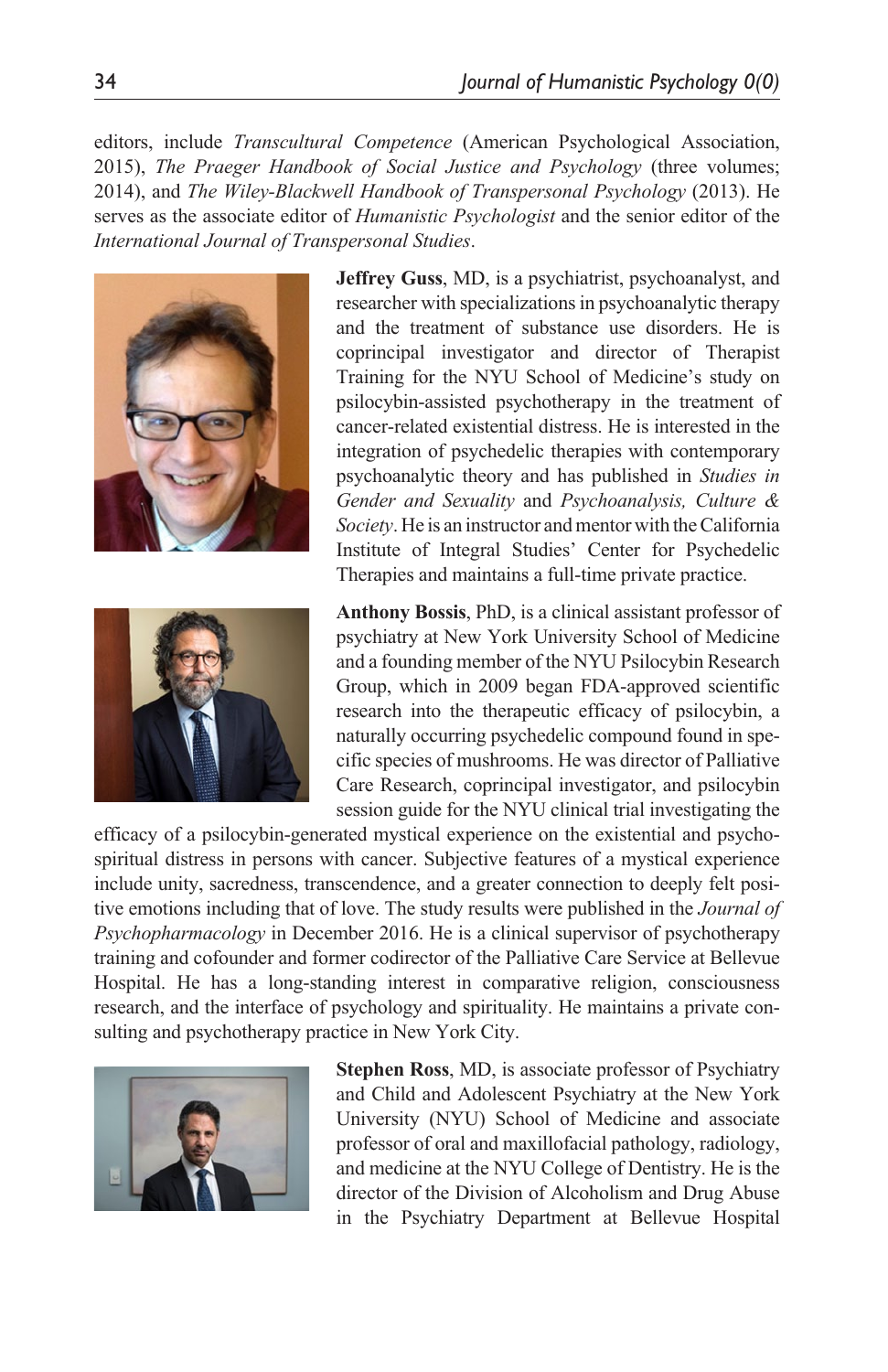editors, include *Transcultural Competence* (American Psychological Association, 2015), *The Praeger Handbook of Social Justice and Psychology* (three volumes; 2014), and *The Wiley-Blackwell Handbook of Transpersonal Psychology* (2013). He serves as the associate editor of *Humanistic Psychologist* and the senior editor of the *International Journal of Transpersonal Studies*.

**Jeffrey Guss**, MD, is a psychiatrist, psychoanalyst, and researcher with specializations in psychoanalytic therapy and the treatment of substance use disorders. He is coprincipal investigator and director of Therapist Training for the NYU School of Medicine's study on psilocybin-assisted psychotherapy in the treatment of cancer-related existential distress. He is interested in the integration of psychedelic therapies with contemporary psychoanalytic theory and has published in *Studies in Gender and Sexuality* and *Psychoanalysis, Culture & Society*. He is an instructor and mentor with the California Institute of Integral Studies' Center for Psychedelic Therapies and maintains a full-time private practice.

**Anthony Bossis**, PhD, is a clinical assistant professor of psychiatry at New York University School of Medicine and a founding member of the NYU Psilocybin Research Group, which in 2009 began FDA-approved scientific research into the therapeutic efficacy of psilocybin, a naturally occurring psychedelic compound found in specific species of mushrooms. He was director of Palliative Care Research, coprincipal investigator, and psilocybin session guide for the NYU clinical trial investigating the efficacy of a psilocybin-generated mystical experience on the existential and psychospiritual distress in persons with cancer. Subjective features of a mystical experience include unity, sacredness, transcendence, and a greater connection to deeply felt positive emotions including that of love. The study results were published in the *Journal of Psychopharmacology* in December 2016. He is a clinical supervisor of psychotherapy training and cofounder and former codirector of the Palliative Care Service at Bellevue Hospital. He has a long-standing interest in comparative religion, consciousness research, and the interface of psychology and spirituality. He maintains a private consulting and psychotherapy practice in New York City.

**Stephen Ross**, MD, is associate professor of Psychiatry and Child and Adolescent Psychiatry at the New York University (NYU) School of Medicine and associate professor of oral and maxillofacial pathology, radiology, and medicine at the NYU College of Dentistry. He is the director of the Division of Alcoholism and Drug Abuse in the Psychiatry Department at Bellevue Hospital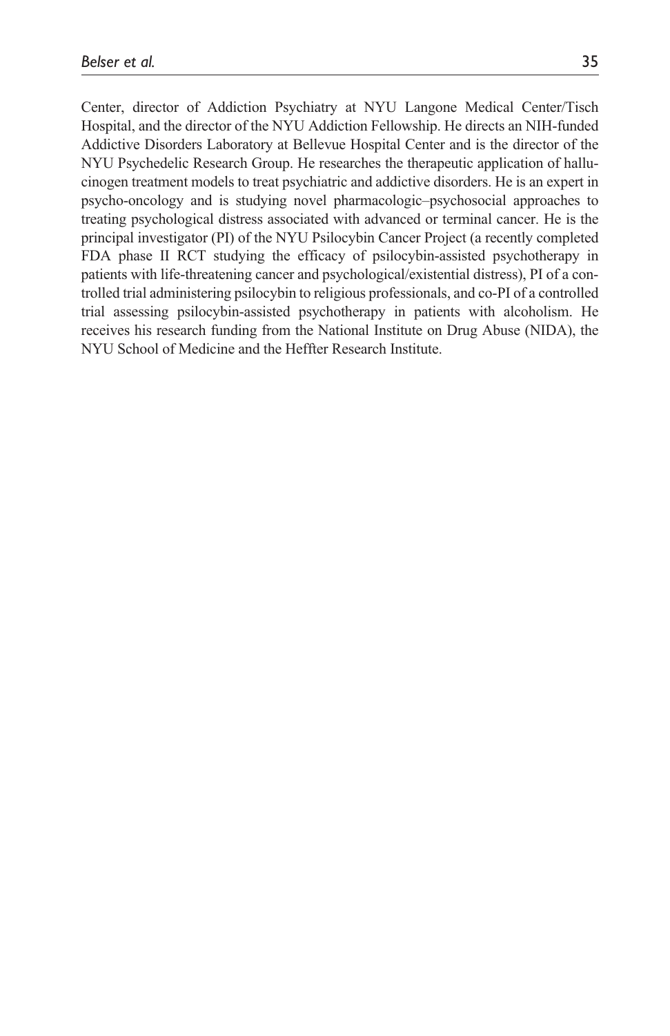Center, director of Addiction Psychiatry at NYU Langone Medical Center/Tisch Hospital, and the director of the NYU Addiction Fellowship. He directs an NIH-funded Addictive Disorders Laboratory at Bellevue Hospital Center and is the director of the NYU Psychedelic Research Group. He researches the therapeutic application of hallucinogen treatment models to treat psychiatric and addictive disorders. He is an expert in psycho-oncology and is studying novel pharmacologic–psychosocial approaches to treating psychological distress associated with advanced or terminal cancer. He is the principal investigator (PI) of the NYU Psilocybin Cancer Project (a recently completed FDA phase II RCT studying the efficacy of psilocybin-assisted psychotherapy in patients with life-threatening cancer and psychological/existential distress), PI of a controlled trial administering psilocybin to religious professionals, and co-PI of a controlled trial assessing psilocybin-assisted psychotherapy in patients with alcoholism. He receives his research funding from the National Institute on Drug Abuse (NIDA), the NYU School of Medicine and the Heffter Research Institute.